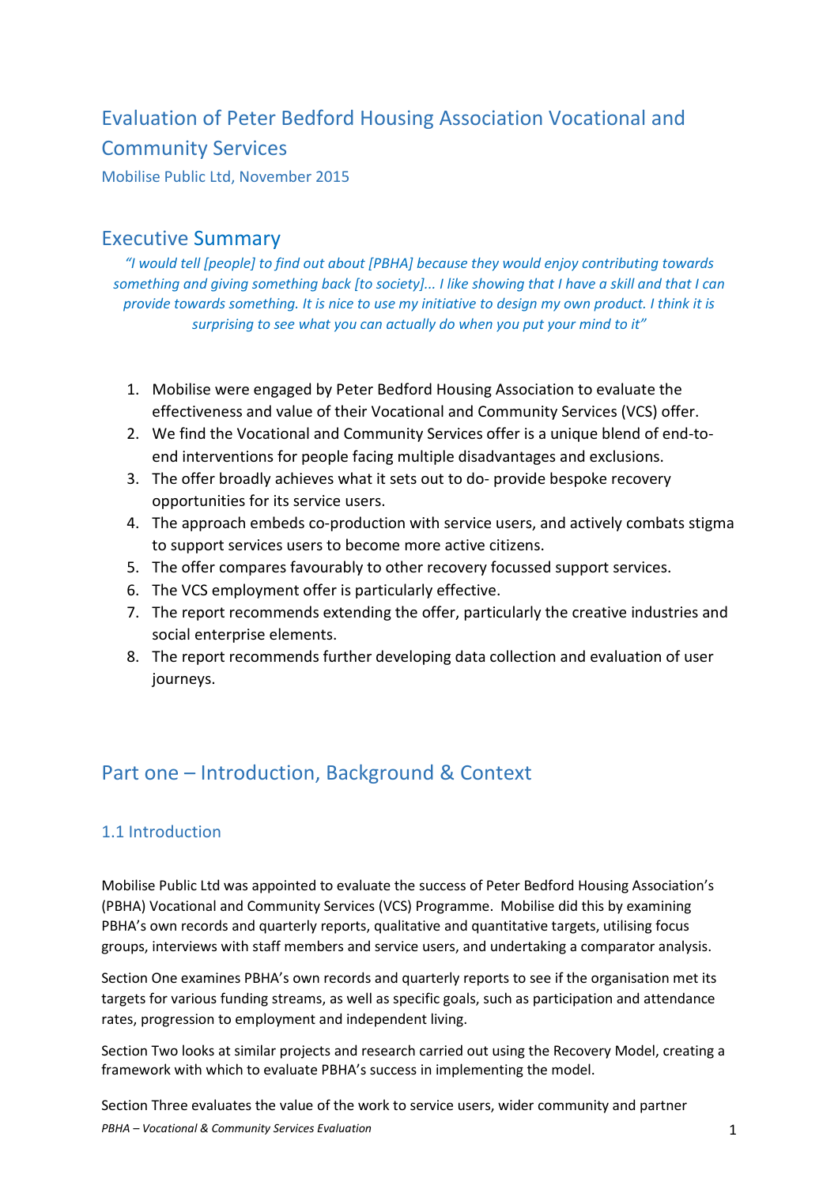# Evaluation of Peter Bedford Housing Association Vocational and Community Services

Mobilise Public Ltd, November 2015

## Executive Summary

*"I would tell [people] to find out about [PBHA] because they would enjoy contributing towards something and giving something back [to society]... I like showing that I have a skill and that I can provide towards something. It is nice to use my initiative to design my own product. I think it is surprising to see what you can actually do when you put your mind to it"*

1. Mobilise were engaged by Peter Bedford Housing Association to evaluate the effectiveness and value of their Vocational and Community Services (VCS) offer.
2. We find the Vocational and Community Services offer is a unique blend of end-to-end interventions for people facing multiple disadvantages and exclusions.
3. The offer broadly achieves what it sets out to do- provide bespoke recovery opportunities for its service users.
4. The approach embeds co-production with service users, and actively combats stigma to support services users to become more active citizens.
5. The offer compares favourably to other recovery focussed support services.
6. The VCS employment offer is particularly effective.
7. The report recommends extending the offer, particularly the creative industries and social enterprise elements.
8. The report recommends further developing data collection and evaluation of user journeys.

## Part one – Introduction, Background & Context

### 1.1 Introduction

Mobilise Public Ltd was appointed to evaluate the success of Peter Bedford Housing Association's (PBHA) Vocational and Community Services (VCS) Programme. Mobilise did this by examining PBHA's own records and quarterly reports, qualitative and quantitative targets, utilising focus groups, interviews with staff members and service users, and undertaking a comparator analysis.

Section One examines PBHA's own records and quarterly reports to see if the organisation met its targets for various funding streams, as well as specific goals, such as participation and attendance rates, progression to employment and independent living.

Section Two looks at similar projects and research carried out using the Recovery Model, creating a framework with which to evaluate PBHA's success in implementing the model.

Section Three evaluates the value of the work to service users, wider community and partner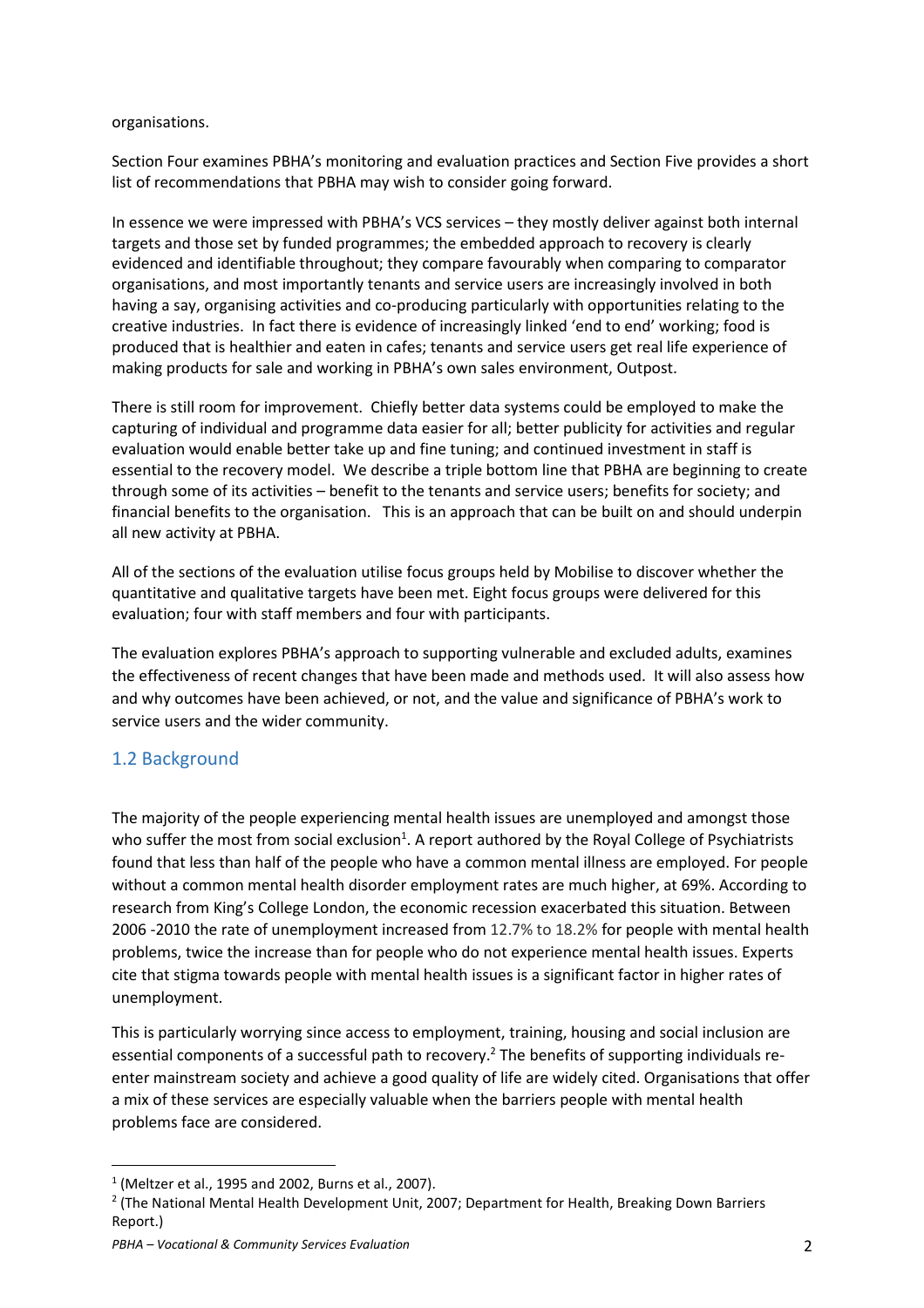organisations.

Section Four examines PBHA's monitoring and evaluation practices and Section Five provides a short list of recommendations that PBHA may wish to consider going forward.

In essence we were impressed with PBHA's VCS services – they mostly deliver against both internal targets and those set by funded programmes; the embedded approach to recovery is clearly evidenced and identifiable throughout; they compare favourably when comparing to comparator organisations, and most importantly tenants and service users are increasingly involved in both having a say, organising activities and co-producing particularly with opportunities relating to the creative industries. In fact there is evidence of increasingly linked 'end to end' working; food is produced that is healthier and eaten in cafes; tenants and service users get real life experience of making products for sale and working in PBHA's own sales environment, Outpost.

There is still room for improvement. Chiefly better data systems could be employed to make the capturing of individual and programme data easier for all; better publicity for activities and regular evaluation would enable better take up and fine tuning; and continued investment in staff is essential to the recovery model. We describe a triple bottom line that PBHA are beginning to create through some of its activities – benefit to the tenants and service users; benefits for society; and financial benefits to the organisation. This is an approach that can be built on and should underpin all new activity at PBHA.

All of the sections of the evaluation utilise focus groups held by Mobilise to discover whether the quantitative and qualitative targets have been met. Eight focus groups were delivered for this evaluation; four with staff members and four with participants.

The evaluation explores PBHA's approach to supporting vulnerable and excluded adults, examines the effectiveness of recent changes that have been made and methods used. It will also assess how and why outcomes have been achieved, or not, and the value and significance of PBHA's work to service users and the wider community.

## 1.2 Background

The majority of the people experiencing mental health issues are unemployed and amongst those who suffer the most from social exclusion[1]. A report authored by the Royal College of Psychiatrists found that less than half of the people who have a common mental illness are employed. For people without a common mental health disorder employment rates are much higher, at 69%. According to research from King's College London, the economic recession exacerbated this situation. Between 2006 -2010 the rate of unemployment increased from 12.7% to 18.2% for people with mental health problems, twice the increase than for people who do not experience mental health issues. Experts cite that stigma towards people with mental health issues is a significant factor in higher rates of unemployment.

This is particularly worrying since access to employment, training, housing and social inclusion are essential components of a successful path to recovery.[2] The benefits of supporting individuals re-enter mainstream society and achieve a good quality of life are widely cited. Organisations that offer a mix of these services are especially valuable when the barriers people with mental health problems face are considered.

---

[1] (Meltzer et al., 1995 and 2002, Burns et al., 2007).

[2] (The National Mental Health Development Unit, 2007; Department for Health, Breaking Down Barriers Report.)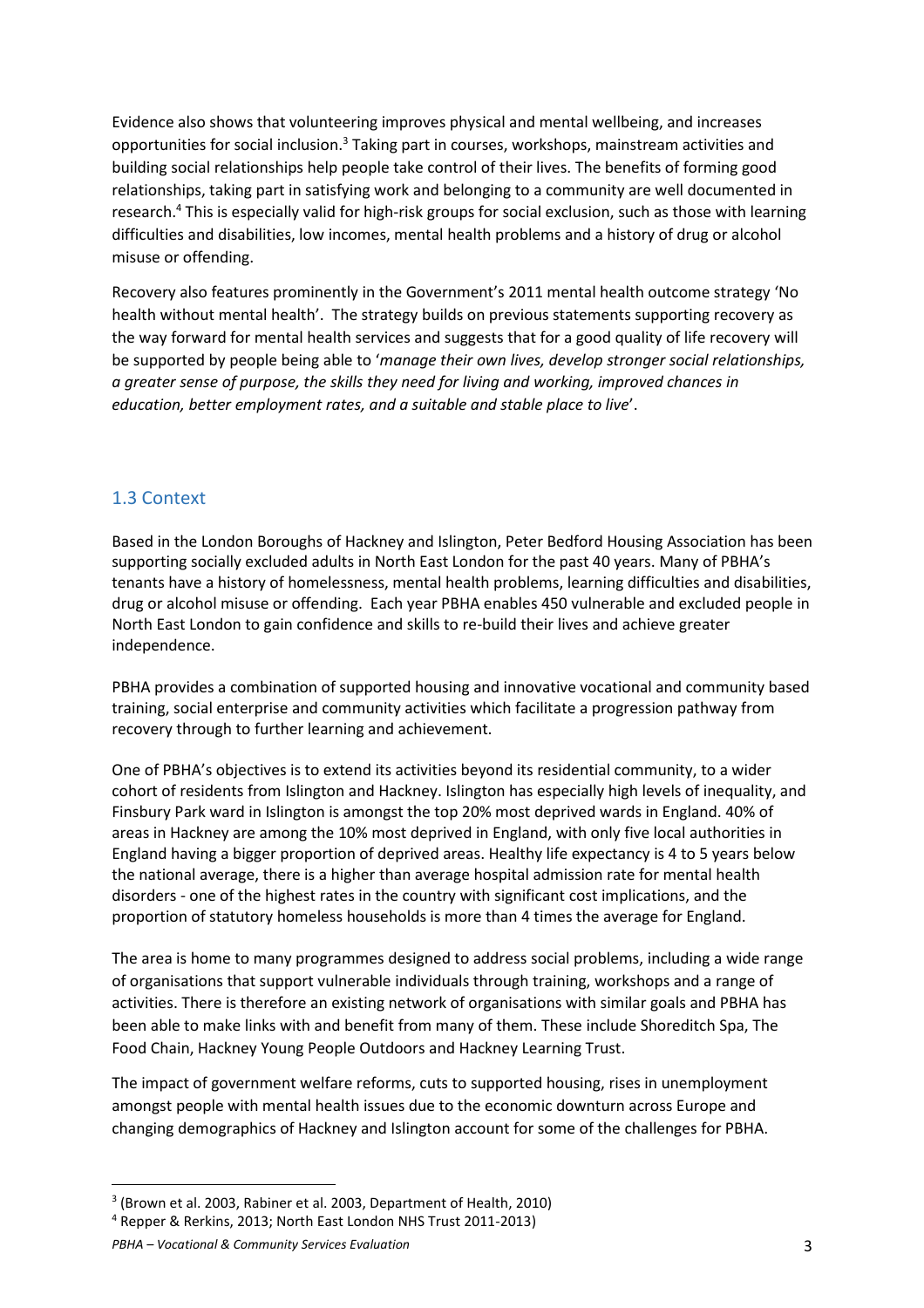Evidence also shows that volunteering improves physical and mental wellbeing, and increases opportunities for social inclusion.[3] Taking part in courses, workshops, mainstream activities and building social relationships help people take control of their lives. The benefits of forming good relationships, taking part in satisfying work and belonging to a community are well documented in research.[4] This is especially valid for high-risk groups for social exclusion, such as those with learning difficulties and disabilities, low incomes, mental health problems and a history of drug or alcohol misuse or offending.

Recovery also features prominently in the Government's 2011 mental health outcome strategy 'No health without mental health'. The strategy builds on previous statements supporting recovery as the way forward for mental health services and suggests that for a good quality of life recovery will be supported by people being able to '*manage their own lives, develop stronger social relationships, a greater sense of purpose, the skills they need for living and working, improved chances in education, better employment rates, and a suitable and stable place to live*'.

## 1.3 Context

Based in the London Boroughs of Hackney and Islington, Peter Bedford Housing Association has been supporting socially excluded adults in North East London for the past 40 years. Many of PBHA's tenants have a history of homelessness, mental health problems, learning difficulties and disabilities, drug or alcohol misuse or offending. Each year PBHA enables 450 vulnerable and excluded people in North East London to gain confidence and skills to re-build their lives and achieve greater independence.

PBHA provides a combination of supported housing and innovative vocational and community based training, social enterprise and community activities which facilitate a progression pathway from recovery through to further learning and achievement.

One of PBHA's objectives is to extend its activities beyond its residential community, to a wider cohort of residents from Islington and Hackney. Islington has especially high levels of inequality, and Finsbury Park ward in Islington is amongst the top 20% most deprived wards in England. 40% of areas in Hackney are among the 10% most deprived in England, with only five local authorities in England having a bigger proportion of deprived areas. Healthy life expectancy is 4 to 5 years below the national average, there is a higher than average hospital admission rate for mental health disorders - one of the highest rates in the country with significant cost implications, and the proportion of statutory homeless households is more than 4 times the average for England.

The area is home to many programmes designed to address social problems, including a wide range of organisations that support vulnerable individuals through training, workshops and a range of activities. There is therefore an existing network of organisations with similar goals and PBHA has been able to make links with and benefit from many of them. These include Shoreditch Spa, The Food Chain, Hackney Young People Outdoors and Hackney Learning Trust.

The impact of government welfare reforms, cuts to supported housing, rises in unemployment amongst people with mental health issues due to the economic downturn across Europe and changing demographics of Hackney and Islington account for some of the challenges for PBHA.

---

[3] (Brown et al. 2003, Rabiner et al. 2003, Department of Health, 2010)

[4] Repper & Rerkins, 2013; North East London NHS Trust 2011-2013)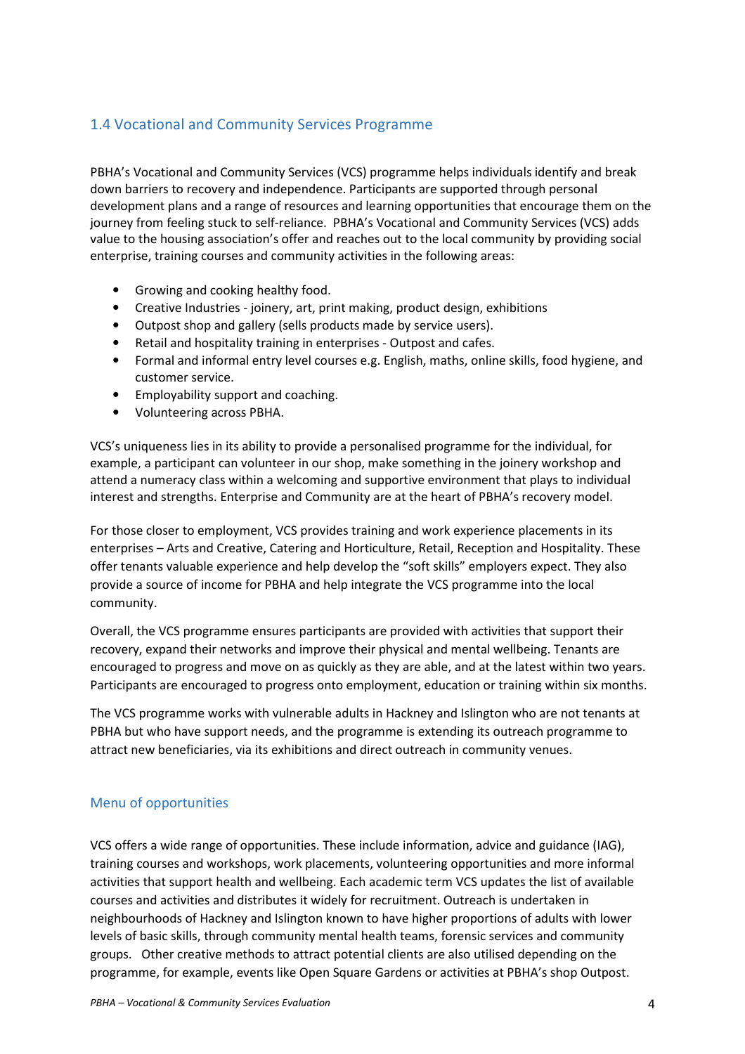## 1.4 Vocational and Community Services Programme

PBHA's Vocational and Community Services (VCS) programme helps individuals identify and break down barriers to recovery and independence. Participants are supported through personal development plans and a range of resources and learning opportunities that encourage them on the journey from feeling stuck to self-reliance. PBHA's Vocational and Community Services (VCS) adds value to the housing association's offer and reaches out to the local community by providing social enterprise, training courses and community activities in the following areas:

- Growing and cooking healthy food.
- Creative Industries - joinery, art, print making, product design, exhibitions
- Outpost shop and gallery (sells products made by service users).
- Retail and hospitality training in enterprises - Outpost and cafes.
- Formal and informal entry level courses e.g. English, maths, online skills, food hygiene, and customer service.
- Employability support and coaching.
- Volunteering across PBHA.

VCS's uniqueness lies in its ability to provide a personalised programme for the individual, for example, a participant can volunteer in our shop, make something in the joinery workshop and attend a numeracy class within a welcoming and supportive environment that plays to individual interest and strengths. Enterprise and Community are at the heart of PBHA's recovery model.

For those closer to employment, VCS provides training and work experience placements in its enterprises – Arts and Creative, Catering and Horticulture, Retail, Reception and Hospitality. These offer tenants valuable experience and help develop the "soft skills" employers expect. They also provide a source of income for PBHA and help integrate the VCS programme into the local community.

Overall, the VCS programme ensures participants are provided with activities that support their recovery, expand their networks and improve their physical and mental wellbeing. Tenants are encouraged to progress and move on as quickly as they are able, and at the latest within two years. Participants are encouraged to progress onto employment, education or training within six months.

The VCS programme works with vulnerable adults in Hackney and Islington who are not tenants at PBHA but who have support needs, and the programme is extending its outreach programme to attract new beneficiaries, via its exhibitions and direct outreach in community venues.

### Menu of opportunities

VCS offers a wide range of opportunities. These include information, advice and guidance (IAG), training courses and workshops, work placements, volunteering opportunities and more informal activities that support health and wellbeing. Each academic term VCS updates the list of available courses and activities and distributes it widely for recruitment. Outreach is undertaken in neighbourhoods of Hackney and Islington known to have higher proportions of adults with lower levels of basic skills, through community mental health teams, forensic services and community groups. Other creative methods to attract potential clients are also utilised depending on the programme, for example, events like Open Square Gardens or activities at PBHA's shop Outpost.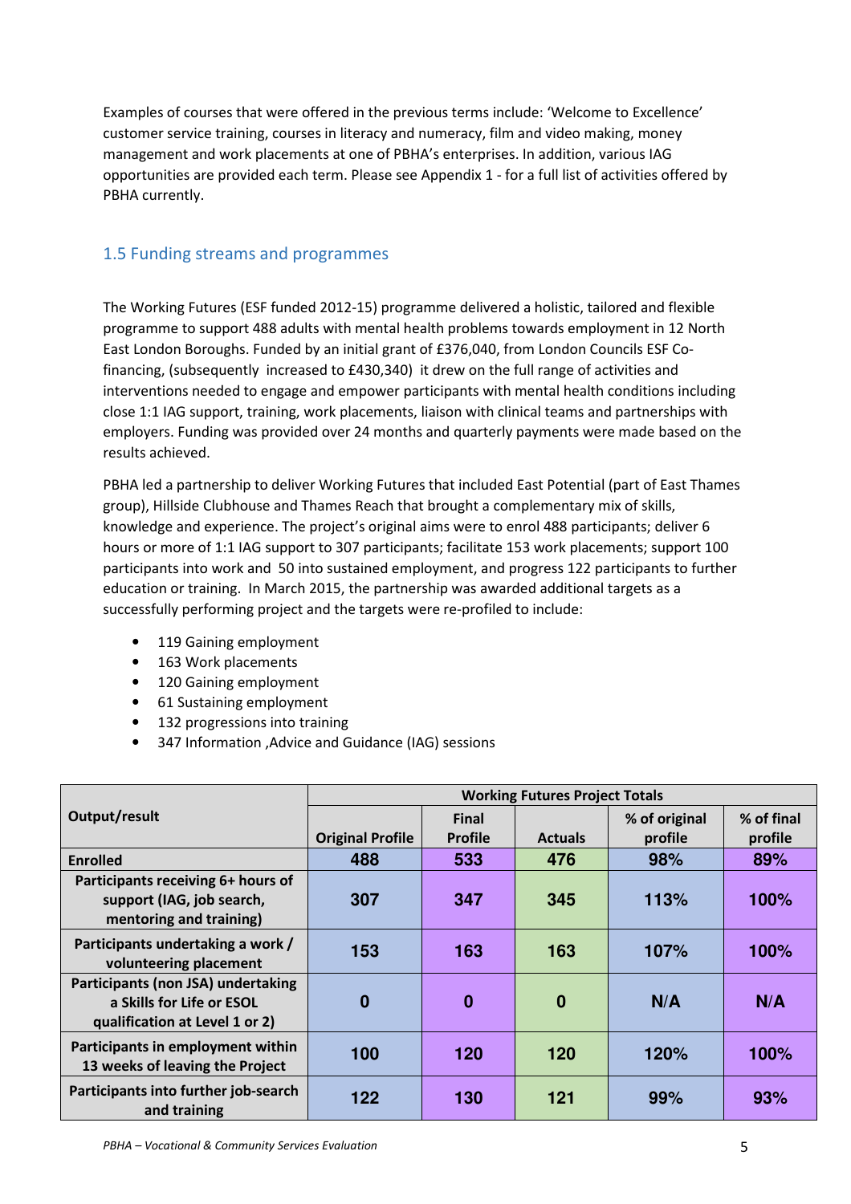Examples of courses that were offered in the previous terms include: 'Welcome to Excellence' customer service training, courses in literacy and numeracy, film and video making, money management and work placements at one of PBHA's enterprises. In addition, various IAG opportunities are provided each term. Please see Appendix 1 - for a full list of activities offered by PBHA currently.

## 1.5 Funding streams and programmes

The Working Futures (ESF funded 2012-15) programme delivered a holistic, tailored and flexible programme to support 488 adults with mental health problems towards employment in 12 North East London Boroughs. Funded by an initial grant of £376,040, from London Councils ESF Co-financing, (subsequently increased to £430,340) it drew on the full range of activities and interventions needed to engage and empower participants with mental health conditions including close 1:1 IAG support, training, work placements, liaison with clinical teams and partnerships with employers. Funding was provided over 24 months and quarterly payments were made based on the results achieved.

PBHA led a partnership to deliver Working Futures that included East Potential (part of East Thames group), Hillside Clubhouse and Thames Reach that brought a complementary mix of skills, knowledge and experience. The project's original aims were to enrol 488 participants; deliver 6 hours or more of 1:1 IAG support to 307 participants; facilitate 153 work placements; support 100 participants into work and 50 into sustained employment, and progress 122 participants to further education or training. In March 2015, the partnership was awarded additional targets as a successfully performing project and the targets were re-profiled to include:

- 119 Gaining employment
- 163 Work placements
- 120 Gaining employment
- 61 Sustaining employment
- 132 progressions into training
- 347 Information ,Advice and Guidance (IAG) sessions

| Output/result | Working Futures Project Totals | | | | |
|---|---|---|---|---|---|
| | Original Profile | Final Profile | Actuals | % of original profile | % of final profile |
| Enrolled | 488 | 533 | 476 | 98% | 89% |
| Participants receiving 6+ hours of support (IAG, job search, mentoring and training) | 307 | 347 | 345 | 113% | 100% |
| Participants undertaking a work / volunteering placement | 153 | 163 | 163 | 107% | 100% |
| Participants (non JSA) undertaking a Skills for Life or ESOL qualification at Level 1 or 2) | 0 | 0 | 0 | N/A | N/A |
| Participants in employment within 13 weeks of leaving the Project | 100 | 120 | 120 | 120% | 100% |
| Participants into further job-search and training | 122 | 130 | 121 | 99% | 93% |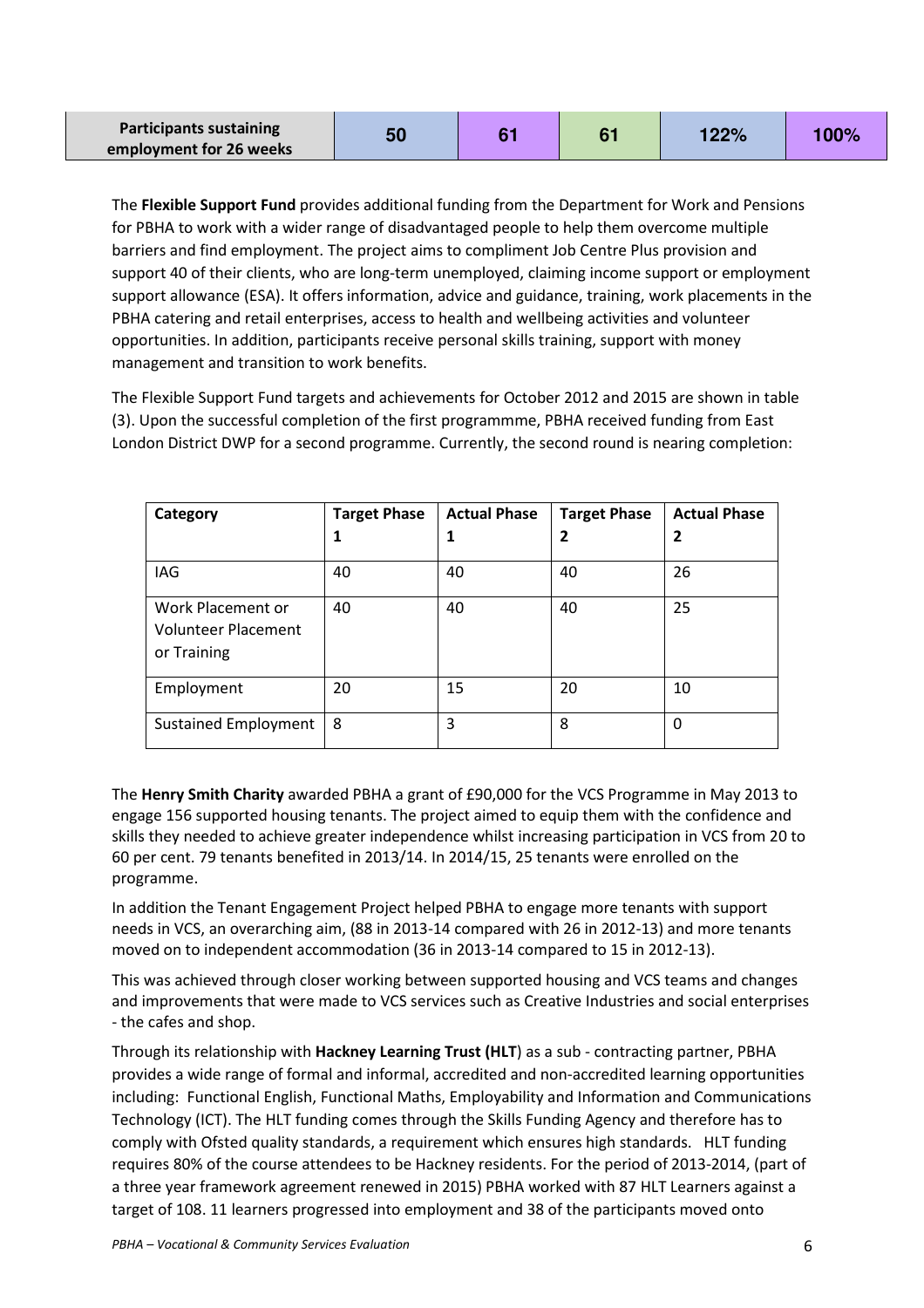| Participants sustaining employment for 26 weeks | 50 | 61 | 61 | 122% | 100% |
|---|---|---|---|---|---|

The **Flexible Support Fund** provides additional funding from the Department for Work and Pensions for PBHA to work with a wider range of disadvantaged people to help them overcome multiple barriers and find employment. The project aims to compliment Job Centre Plus provision and support 40 of their clients, who are long-term unemployed, claiming income support or employment support allowance (ESA). It offers information, advice and guidance, training, work placements in the PBHA catering and retail enterprises, access to health and wellbeing activities and volunteer opportunities. In addition, participants receive personal skills training, support with money management and transition to work benefits.

The Flexible Support Fund targets and achievements for October 2012 and 2015 are shown in table (3). Upon the successful completion of the first programmme, PBHA received funding from East London District DWP for a second programme. Currently, the second round is nearing completion:

| Category | Target Phase 1 | Actual Phase 1 | Target Phase 2 | Actual Phase 2 |
|---|---|---|---|---|
| IAG | 40 | 40 | 40 | 26 |
| Work Placement or Volunteer Placement or Training | 40 | 40 | 40 | 25 |
| Employment | 20 | 15 | 20 | 10 |
| Sustained Employment | 8 | 3 | 8 | 0 |

The **Henry Smith Charity** awarded PBHA a grant of £90,000 for the VCS Programme in May 2013 to engage 156 supported housing tenants. The project aimed to equip them with the confidence and skills they needed to achieve greater independence whilst increasing participation in VCS from 20 to 60 per cent. 79 tenants benefited in 2013/14. In 2014/15, 25 tenants were enrolled on the programme.

In addition the Tenant Engagement Project helped PBHA to engage more tenants with support needs in VCS, an overarching aim, (88 in 2013-14 compared with 26 in 2012-13) and more tenants moved on to independent accommodation (36 in 2013-14 compared to 15 in 2012-13).

This was achieved through closer working between supported housing and VCS teams and changes and improvements that were made to VCS services such as Creative Industries and social enterprises - the cafes and shop.

Through its relationship with **Hackney Learning Trust (HLT**) as a sub - contracting partner, PBHA provides a wide range of formal and informal, accredited and non-accredited learning opportunities including: Functional English, Functional Maths, Employability and Information and Communications Technology (ICT). The HLT funding comes through the Skills Funding Agency and therefore has to comply with Ofsted quality standards, a requirement which ensures high standards. HLT funding requires 80% of the course attendees to be Hackney residents. For the period of 2013-2014, (part of a three year framework agreement renewed in 2015) PBHA worked with 87 HLT Learners against a target of 108. 11 learners progressed into employment and 38 of the participants moved onto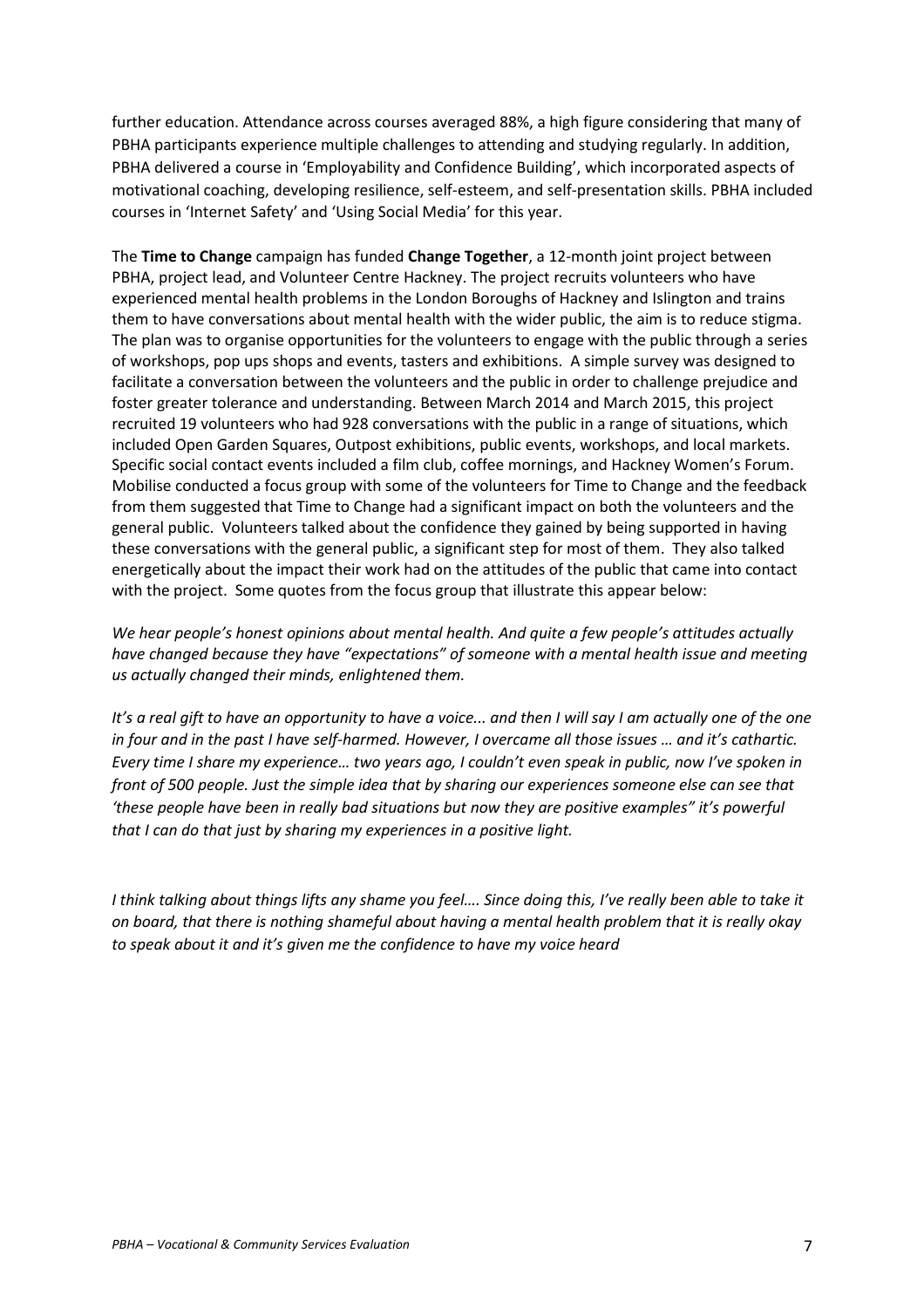further education. Attendance across courses averaged 88%, a high figure considering that many of PBHA participants experience multiple challenges to attending and studying regularly. In addition, PBHA delivered a course in 'Employability and Confidence Building', which incorporated aspects of motivational coaching, developing resilience, self-esteem, and self-presentation skills. PBHA included courses in 'Internet Safety' and 'Using Social Media' for this year.

The **Time to Change** campaign has funded **Change Together**, a 12-month joint project between PBHA, project lead, and Volunteer Centre Hackney. The project recruits volunteers who have experienced mental health problems in the London Boroughs of Hackney and Islington and trains them to have conversations about mental health with the wider public, the aim is to reduce stigma. The plan was to organise opportunities for the volunteers to engage with the public through a series of workshops, pop ups shops and events, tasters and exhibitions. A simple survey was designed to facilitate a conversation between the volunteers and the public in order to challenge prejudice and foster greater tolerance and understanding. Between March 2014 and March 2015, this project recruited 19 volunteers who had 928 conversations with the public in a range of situations, which included Open Garden Squares, Outpost exhibitions, public events, workshops, and local markets. Specific social contact events included a film club, coffee mornings, and Hackney Women's Forum. Mobilise conducted a focus group with some of the volunteers for Time to Change and the feedback from them suggested that Time to Change had a significant impact on both the volunteers and the general public. Volunteers talked about the confidence they gained by being supported in having these conversations with the general public, a significant step for most of them. They also talked energetically about the impact their work had on the attitudes of the public that came into contact with the project. Some quotes from the focus group that illustrate this appear below:

*We hear people's honest opinions about mental health. And quite a few people's attitudes actually have changed because they have "expectations" of someone with a mental health issue and meeting us actually changed their minds, enlightened them.*

*It's a real gift to have an opportunity to have a voice... and then I will say I am actually one of the one in four and in the past I have self-harmed. However, I overcame all those issues … and it's cathartic. Every time I share my experience… two years ago, I couldn't even speak in public, now I've spoken in front of 500 people. Just the simple idea that by sharing our experiences someone else can see that 'these people have been in really bad situations but now they are positive examples" it's powerful that I can do that just by sharing my experiences in a positive light.*

*I think talking about things lifts any shame you feel…. Since doing this, I've really been able to take it on board, that there is nothing shameful about having a mental health problem that it is really okay to speak about it and it's given me the confidence to have my voice heard*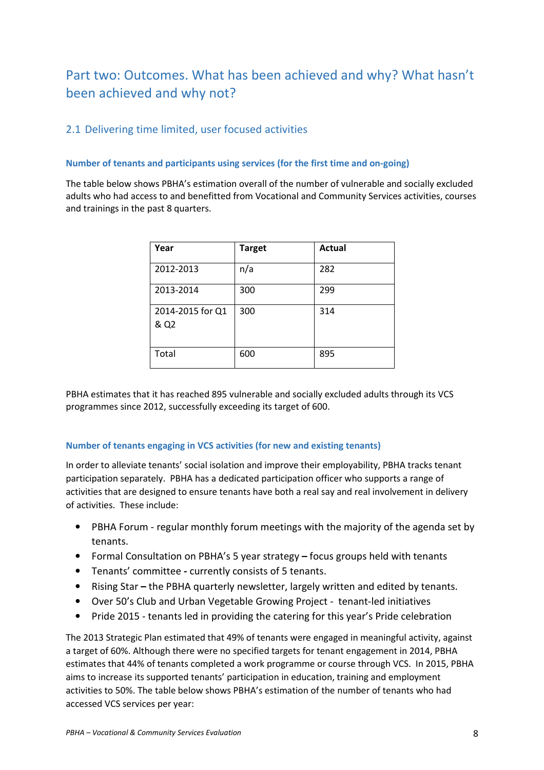## Part two: Outcomes. What has been achieved and why? What hasn't been achieved and why not?

### 2.1 Delivering time limited, user focused activities

#### Number of tenants and participants using services (for the first time and on-going)

The table below shows PBHA's estimation overall of the number of vulnerable and socially excluded adults who had access to and benefitted from Vocational and Community Services activities, courses and trainings in the past 8 quarters.

| Year | Target | Actual |
|---|---|---|
| 2012-2013 | n/a | 282 |
| 2013-2014 | 300 | 299 |
| 2014-2015 for Q1 & Q2 | 300 | 314 |
| Total | 600 | 895 |

PBHA estimates that it has reached 895 vulnerable and socially excluded adults through its VCS programmes since 2012, successfully exceeding its target of 600.

#### Number of tenants engaging in VCS activities (for new and existing tenants)

In order to alleviate tenants' social isolation and improve their employability, PBHA tracks tenant participation separately. PBHA has a dedicated participation officer who supports a range of activities that are designed to ensure tenants have both a real say and real involvement in delivery of activities. These include:

- PBHA Forum - regular monthly forum meetings with the majority of the agenda set by tenants.
- Formal Consultation on PBHA's 5 year strategy **–** focus groups held with tenants
- Tenants' committee **-** currently consists of 5 tenants.
- Rising Star **–** the PBHA quarterly newsletter, largely written and edited by tenants.
- Over 50's Club and Urban Vegetable Growing Project - tenant-led initiatives
- Pride 2015 - tenants led in providing the catering for this year's Pride celebration

The 2013 Strategic Plan estimated that 49% of tenants were engaged in meaningful activity, against a target of 60%. Although there were no specified targets for tenant engagement in 2014, PBHA estimates that 44% of tenants completed a work programme or course through VCS. In 2015, PBHA aims to increase its supported tenants' participation in education, training and employment activities to 50%. The table below shows PBHA's estimation of the number of tenants who had accessed VCS services per year: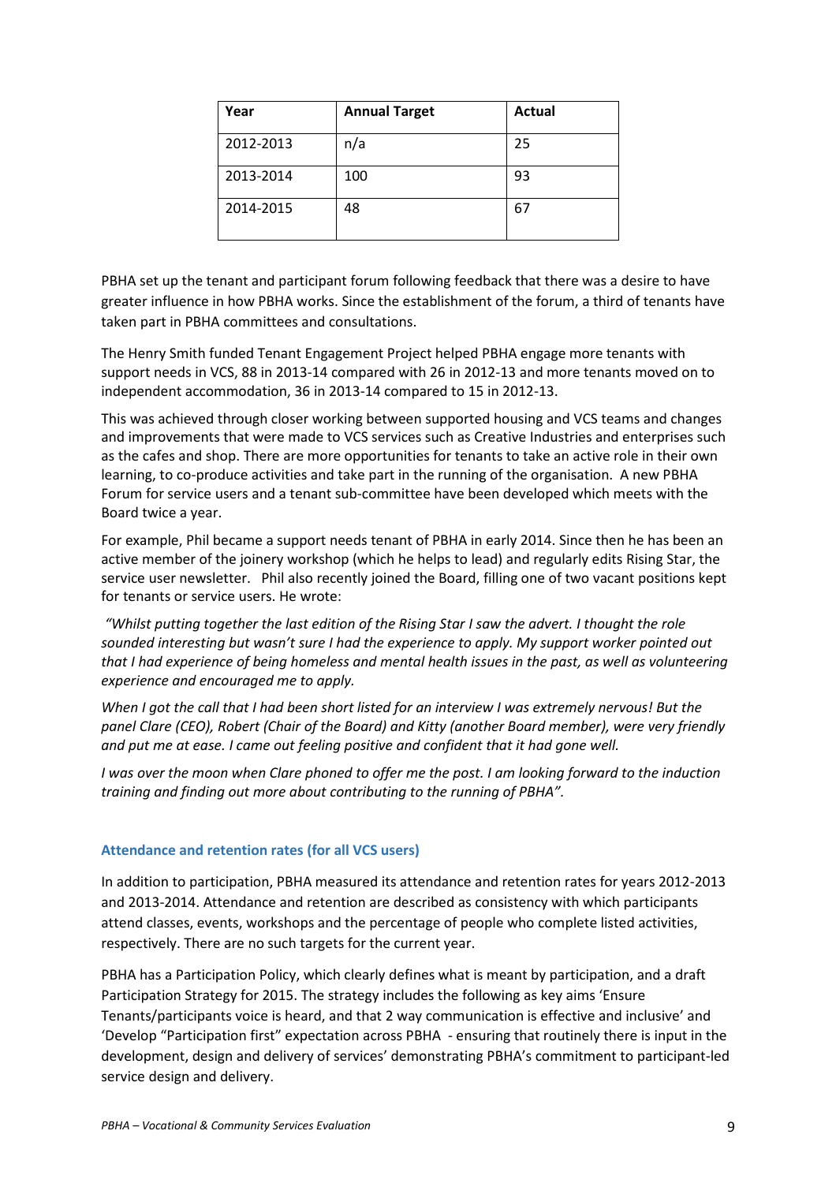| Year | Annual Target | Actual |
|---|---|---|
| 2012-2013 | n/a | 25 |
| 2013-2014 | 100 | 93 |
| 2014-2015 | 48 | 67 |

PBHA set up the tenant and participant forum following feedback that there was a desire to have greater influence in how PBHA works. Since the establishment of the forum, a third of tenants have taken part in PBHA committees and consultations.

The Henry Smith funded Tenant Engagement Project helped PBHA engage more tenants with support needs in VCS, 88 in 2013-14 compared with 26 in 2012-13 and more tenants moved on to independent accommodation, 36 in 2013-14 compared to 15 in 2012-13.

This was achieved through closer working between supported housing and VCS teams and changes and improvements that were made to VCS services such as Creative Industries and enterprises such as the cafes and shop. There are more opportunities for tenants to take an active role in their own learning, to co-produce activities and take part in the running of the organisation. A new PBHA Forum for service users and a tenant sub-committee have been developed which meets with the Board twice a year.

For example, Phil became a support needs tenant of PBHA in early 2014. Since then he has been an active member of the joinery workshop (which he helps to lead) and regularly edits Rising Star, the service user newsletter. Phil also recently joined the Board, filling one of two vacant positions kept for tenants or service users. He wrote:

*"Whilst putting together the last edition of the Rising Star I saw the advert. I thought the role sounded interesting but wasn't sure I had the experience to apply. My support worker pointed out that I had experience of being homeless and mental health issues in the past, as well as volunteering experience and encouraged me to apply.*

*When I got the call that I had been short listed for an interview I was extremely nervous! But the panel Clare (CEO), Robert (Chair of the Board) and Kitty (another Board member), were very friendly and put me at ease. I came out feeling positive and confident that it had gone well.*

*I was over the moon when Clare phoned to offer me the post. I am looking forward to the induction training and finding out more about contributing to the running of PBHA".*

### Attendance and retention rates (for all VCS users)

In addition to participation, PBHA measured its attendance and retention rates for years 2012-2013 and 2013-2014. Attendance and retention are described as consistency with which participants attend classes, events, workshops and the percentage of people who complete listed activities, respectively. There are no such targets for the current year.

PBHA has a Participation Policy, which clearly defines what is meant by participation, and a draft Participation Strategy for 2015. The strategy includes the following as key aims 'Ensure Tenants/participants voice is heard, and that 2 way communication is effective and inclusive' and 'Develop "Participation first" expectation across PBHA - ensuring that routinely there is input in the development, design and delivery of services' demonstrating PBHA's commitment to participant-led service design and delivery.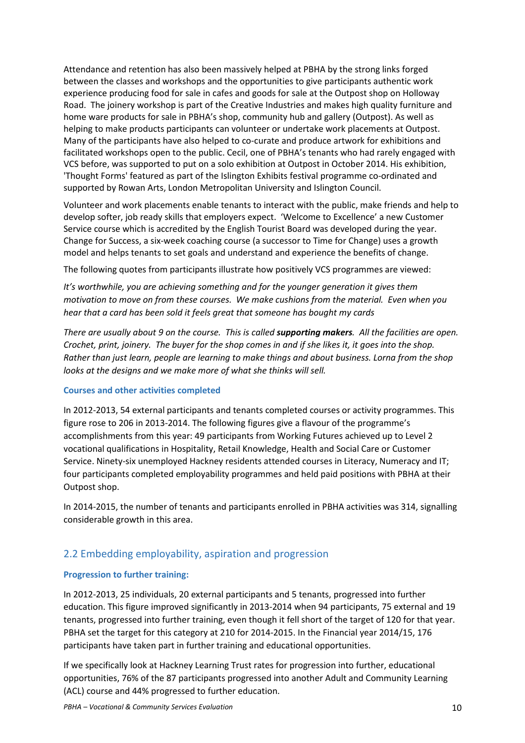Attendance and retention has also been massively helped at PBHA by the strong links forged between the classes and workshops and the opportunities to give participants authentic work experience producing food for sale in cafes and goods for sale at the Outpost shop on Holloway Road. The joinery workshop is part of the Creative Industries and makes high quality furniture and home ware products for sale in PBHA's shop, community hub and gallery (Outpost). As well as helping to make products participants can volunteer or undertake work placements at Outpost. Many of the participants have also helped to co-curate and produce artwork for exhibitions and facilitated workshops open to the public. Cecil, one of PBHA's tenants who had rarely engaged with VCS before, was supported to put on a solo exhibition at Outpost in October 2014. His exhibition, 'Thought Forms' featured as part of the Islington Exhibits festival programme co-ordinated and supported by Rowan Arts, London Metropolitan University and Islington Council.

Volunteer and work placements enable tenants to interact with the public, make friends and help to develop softer, job ready skills that employers expect. 'Welcome to Excellence' a new Customer Service course which is accredited by the English Tourist Board was developed during the year. Change for Success, a six-week coaching course (a successor to Time for Change) uses a growth model and helps tenants to set goals and understand and experience the benefits of change.

The following quotes from participants illustrate how positively VCS programmes are viewed:

*It's worthwhile, you are achieving something and for the younger generation it gives them motivation to move on from these courses. We make cushions from the material. Even when you hear that a card has been sold it feels great that someone has bought my cards*

*There are usually about 9 on the course. This is called **supporting makers**. All the facilities are open. Crochet, print, joinery. The buyer for the shop comes in and if she likes it, it goes into the shop. Rather than just learn, people are learning to make things and about business. Lorna from the shop looks at the designs and we make more of what she thinks will sell.*

#### Courses and other activities completed

In 2012-2013, 54 external participants and tenants completed courses or activity programmes. This figure rose to 206 in 2013-2014. The following figures give a flavour of the programme's accomplishments from this year: 49 participants from Working Futures achieved up to Level 2 vocational qualifications in Hospitality, Retail Knowledge, Health and Social Care or Customer Service. Ninety-six unemployed Hackney residents attended courses in Literacy, Numeracy and IT; four participants completed employability programmes and held paid positions with PBHA at their Outpost shop.

In 2014-2015, the number of tenants and participants enrolled in PBHA activities was 314, signalling considerable growth in this area.

## 2.2 Embedding employability, aspiration and progression

#### Progression to further training:

In 2012-2013, 25 individuals, 20 external participants and 5 tenants, progressed into further education. This figure improved significantly in 2013-2014 when 94 participants, 75 external and 19 tenants, progressed into further training, even though it fell short of the target of 120 for that year. PBHA set the target for this category at 210 for 2014-2015. In the Financial year 2014/15, 176 participants have taken part in further training and educational opportunities.

If we specifically look at Hackney Learning Trust rates for progression into further, educational opportunities, 76% of the 87 participants progressed into another Adult and Community Learning (ACL) course and 44% progressed to further education.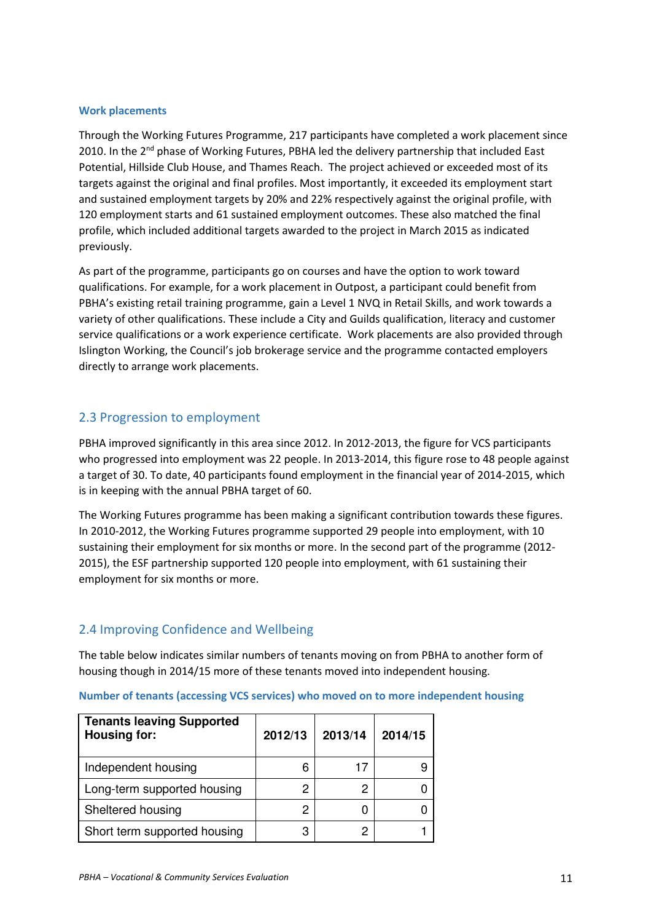#### Work placements

Through the Working Futures Programme, 217 participants have completed a work placement since 2010. In the 2nd phase of Working Futures, PBHA led the delivery partnership that included East Potential, Hillside Club House, and Thames Reach. The project achieved or exceeded most of its targets against the original and final profiles. Most importantly, it exceeded its employment start and sustained employment targets by 20% and 22% respectively against the original profile, with 120 employment starts and 61 sustained employment outcomes. These also matched the final profile, which included additional targets awarded to the project in March 2015 as indicated previously.

As part of the programme, participants go on courses and have the option to work toward qualifications. For example, for a work placement in Outpost, a participant could benefit from PBHA's existing retail training programme, gain a Level 1 NVQ in Retail Skills, and work towards a variety of other qualifications. These include a City and Guilds qualification, literacy and customer service qualifications or a work experience certificate. Work placements are also provided through Islington Working, the Council's job brokerage service and the programme contacted employers directly to arrange work placements.

## 2.3 Progression to employment

PBHA improved significantly in this area since 2012. In 2012-2013, the figure for VCS participants who progressed into employment was 22 people. In 2013-2014, this figure rose to 48 people against a target of 30. To date, 40 participants found employment in the financial year of 2014-2015, which is in keeping with the annual PBHA target of 60.

The Working Futures programme has been making a significant contribution towards these figures. In 2010-2012, the Working Futures programme supported 29 people into employment, with 10 sustaining their employment for six months or more. In the second part of the programme (2012-2015), the ESF partnership supported 120 people into employment, with 61 sustaining their employment for six months or more.

## 2.4 Improving Confidence and Wellbeing

The table below indicates similar numbers of tenants moving on from PBHA to another form of housing though in 2014/15 more of these tenants moved into independent housing.

**Number of tenants (accessing VCS services) who moved on to more independent housing**

| Tenants leaving Supported Housing for: | 2012/13 | 2013/14 | 2014/15 |
|---|---|---|---|
| Independent housing | 6 | 17 | 9 |
| Long-term supported housing | 2 | 2 | 0 |
| Sheltered housing | 2 | 0 | 0 |
| Short term supported housing | 3 | 2 | 1 |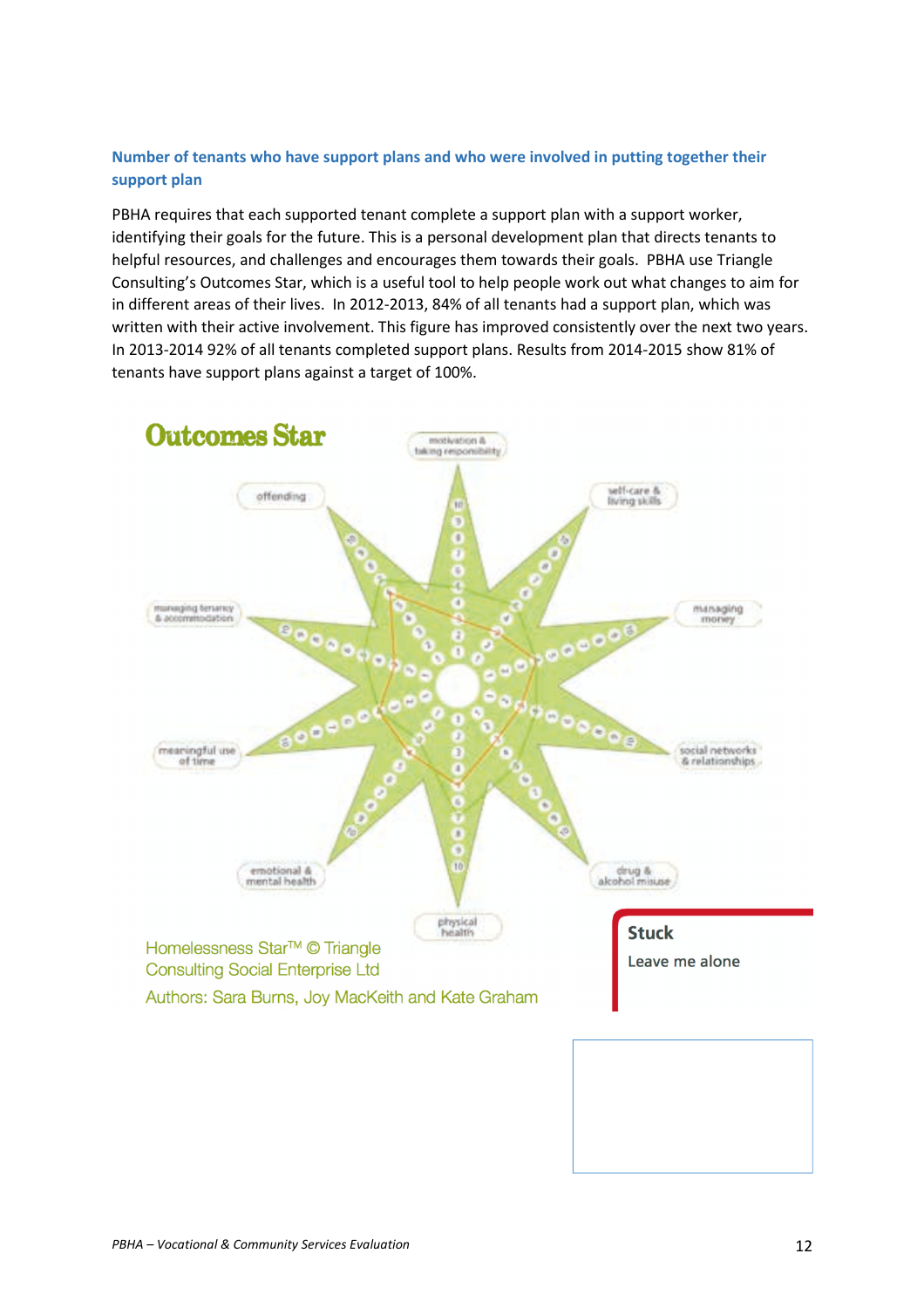**Number of tenants who have support plans and who were involved in putting together their support plan**

PBHA requires that each supported tenant complete a support plan with a support worker, identifying their goals for the future. This is a personal development plan that directs tenants to helpful resources, and challenges and encourages them towards their goals. PBHA use Triangle Consulting's Outcomes Star, which is a useful tool to help people work out what changes to aim for in different areas of their lives. In 2012-2013, 84% of all tenants had a support plan, which was written with their active involvement. This figure has improved consistently over the next two years. In 2013-2014 92% of all tenants completed support plans. Results from 2014-2015 show 81% of tenants have support plans against a target of 100%.

**Outcomes Star**

motivation & taking responsibility

self-care & living skills

managing money

social networks & relationships

drug & alcohol misuse

physical health

emotional & mental health

meaningful use of time

managing tenancy & accommodation

offending

Homelessness Star™ © Triangle Consulting Social Enterprise Ltd

Authors: Sara Burns, Joy MacKeith and Kate Graham

**Stuck**

Leave me alone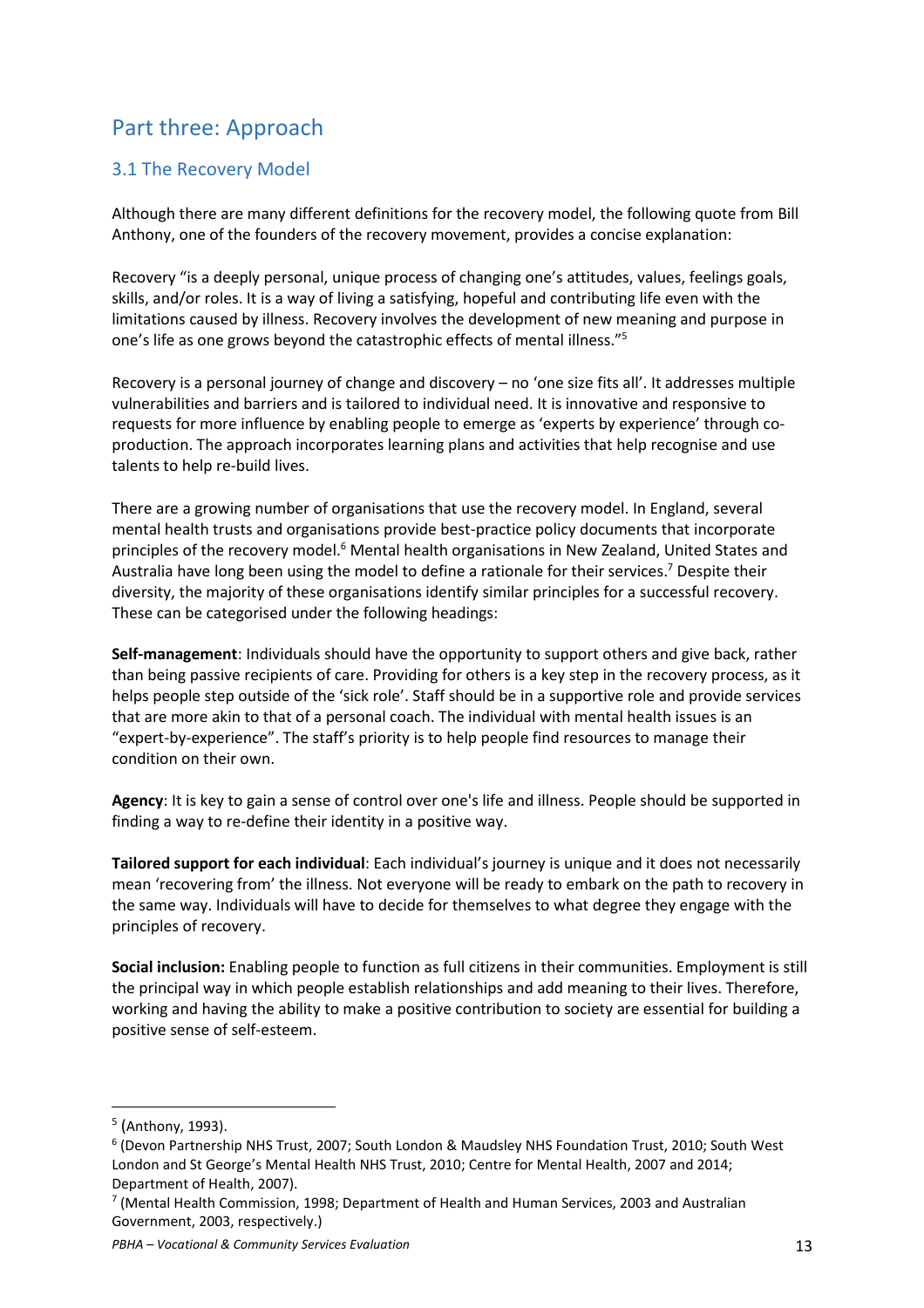# Part three: Approach

## 3.1 The Recovery Model

Although there are many different definitions for the recovery model, the following quote from Bill Anthony, one of the founders of the recovery movement, provides a concise explanation:

Recovery "is a deeply personal, unique process of changing one's attitudes, values, feelings goals, skills, and/or roles. It is a way of living a satisfying, hopeful and contributing life even with the limitations caused by illness. Recovery involves the development of new meaning and purpose in one's life as one grows beyond the catastrophic effects of mental illness."[5]

Recovery is a personal journey of change and discovery – no 'one size fits all'. It addresses multiple vulnerabilities and barriers and is tailored to individual need. It is innovative and responsive to requests for more influence by enabling people to emerge as 'experts by experience' through co-production. The approach incorporates learning plans and activities that help recognise and use talents to help re-build lives.

There are a growing number of organisations that use the recovery model. In England, several mental health trusts and organisations provide best-practice policy documents that incorporate principles of the recovery model.[6] Mental health organisations in New Zealand, United States and Australia have long been using the model to define a rationale for their services.[7] Despite their diversity, the majority of these organisations identify similar principles for a successful recovery. These can be categorised under the following headings:

**Self-management**: Individuals should have the opportunity to support others and give back, rather than being passive recipients of care. Providing for others is a key step in the recovery process, as it helps people step outside of the 'sick role'. Staff should be in a supportive role and provide services that are more akin to that of a personal coach. The individual with mental health issues is an "expert-by-experience". The staff's priority is to help people find resources to manage their condition on their own.

**Agency**: It is key to gain a sense of control over one's life and illness. People should be supported in finding a way to re-define their identity in a positive way.

**Tailored support for each individual**: Each individual's journey is unique and it does not necessarily mean 'recovering from' the illness. Not everyone will be ready to embark on the path to recovery in the same way. Individuals will have to decide for themselves to what degree they engage with the principles of recovery.

**Social inclusion:** Enabling people to function as full citizens in their communities. Employment is still the principal way in which people establish relationships and add meaning to their lives. Therefore, working and having the ability to make a positive contribution to society are essential for building a positive sense of self-esteem.

---

[5] (Anthony, 1993).

[6] (Devon Partnership NHS Trust, 2007; South London & Maudsley NHS Foundation Trust, 2010; South West London and St George's Mental Health NHS Trust, 2010; Centre for Mental Health, 2007 and 2014; Department of Health, 2007).

[7] (Mental Health Commission, 1998; Department of Health and Human Services, 2003 and Australian Government, 2003, respectively.)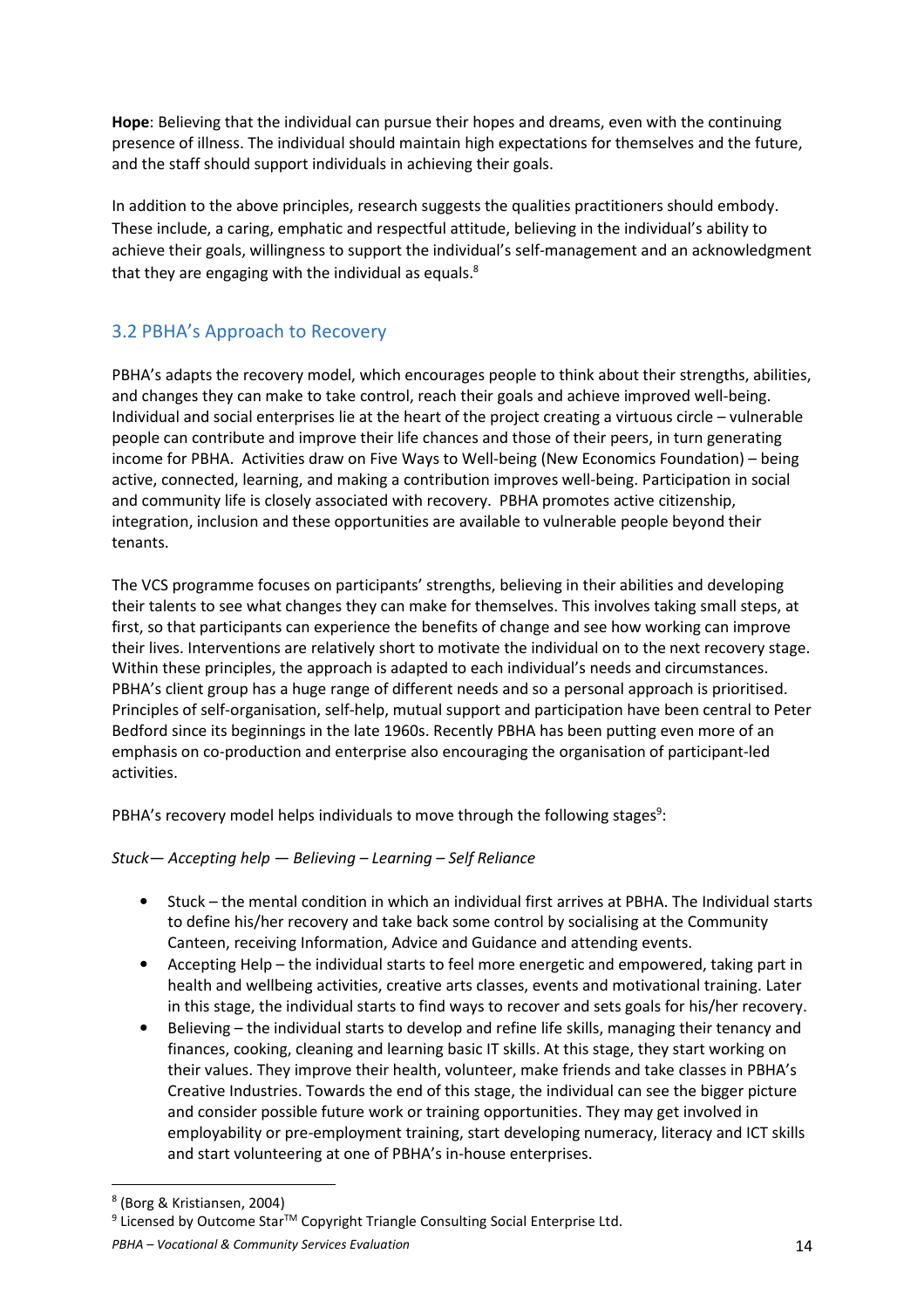**Hope**: Believing that the individual can pursue their hopes and dreams, even with the continuing presence of illness. The individual should maintain high expectations for themselves and the future, and the staff should support individuals in achieving their goals.

In addition to the above principles, research suggests the qualities practitioners should embody. These include, a caring, emphatic and respectful attitude, believing in the individual's ability to achieve their goals, willingness to support the individual's self-management and an acknowledgment that they are engaging with the individual as equals.[8]

## 3.2 PBHA's Approach to Recovery

PBHA's adapts the recovery model, which encourages people to think about their strengths, abilities, and changes they can make to take control, reach their goals and achieve improved well-being. Individual and social enterprises lie at the heart of the project creating a virtuous circle – vulnerable people can contribute and improve their life chances and those of their peers, in turn generating income for PBHA. Activities draw on Five Ways to Well-being (New Economics Foundation) – being active, connected, learning, and making a contribution improves well-being. Participation in social and community life is closely associated with recovery. PBHA promotes active citizenship, integration, inclusion and these opportunities are available to vulnerable people beyond their tenants.

The VCS programme focuses on participants' strengths, believing in their abilities and developing their talents to see what changes they can make for themselves. This involves taking small steps, at first, so that participants can experience the benefits of change and see how working can improve their lives. Interventions are relatively short to motivate the individual on to the next recovery stage. Within these principles, the approach is adapted to each individual's needs and circumstances. PBHA's client group has a huge range of different needs and so a personal approach is prioritised. Principles of self-organisation, self-help, mutual support and participation have been central to Peter Bedford since its beginnings in the late 1960s. Recently PBHA has been putting even more of an emphasis on co-production and enterprise also encouraging the organisation of participant-led activities.

PBHA's recovery model helps individuals to move through the following stages[9]:

*Stuck— Accepting help — Believing – Learning – Self Reliance*

- Stuck – the mental condition in which an individual first arrives at PBHA. The Individual starts to define his/her recovery and take back some control by socialising at the Community Canteen, receiving Information, Advice and Guidance and attending events.
- Accepting Help – the individual starts to feel more energetic and empowered, taking part in health and wellbeing activities, creative arts classes, events and motivational training. Later in this stage, the individual starts to find ways to recover and sets goals for his/her recovery.
- Believing – the individual starts to develop and refine life skills, managing their tenancy and finances, cooking, cleaning and learning basic IT skills. At this stage, they start working on their values. They improve their health, volunteer, make friends and take classes in PBHA's Creative Industries. Towards the end of this stage, the individual can see the bigger picture and consider possible future work or training opportunities. They may get involved in employability or pre-employment training, start developing numeracy, literacy and ICT skills and start volunteering at one of PBHA's in-house enterprises.

---

[8] (Borg & Kristiansen, 2004)

[9] Licensed by Outcome Star™ Copyright Triangle Consulting Social Enterprise Ltd.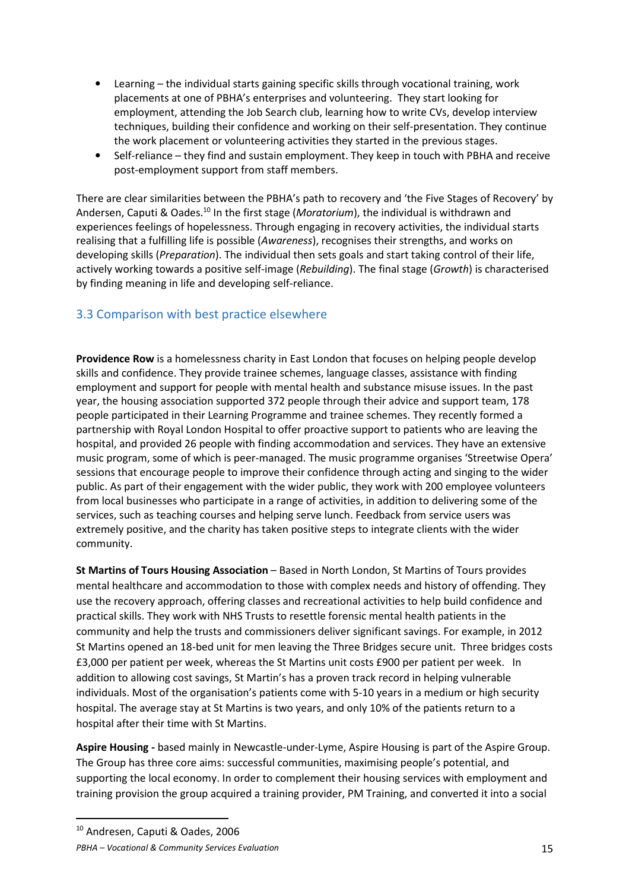- Learning – the individual starts gaining specific skills through vocational training, work placements at one of PBHA's enterprises and volunteering. They start looking for employment, attending the Job Search club, learning how to write CVs, develop interview techniques, building their confidence and working on their self-presentation. They continue the work placement or volunteering activities they started in the previous stages.
- Self-reliance – they find and sustain employment. They keep in touch with PBHA and receive post-employment support from staff members.

There are clear similarities between the PBHA's path to recovery and 'the Five Stages of Recovery' by Andersen, Caputi & Oades.[10] In the first stage (*Moratorium*), the individual is withdrawn and experiences feelings of hopelessness. Through engaging in recovery activities, the individual starts realising that a fulfilling life is possible (*Awareness*), recognises their strengths, and works on developing skills (*Preparation*). The individual then sets goals and start taking control of their life, actively working towards a positive self-image (*Rebuilding*). The final stage (*Growth*) is characterised by finding meaning in life and developing self-reliance.

## 3.3 Comparison with best practice elsewhere

**Providence Row** is a homelessness charity in East London that focuses on helping people develop skills and confidence. They provide trainee schemes, language classes, assistance with finding employment and support for people with mental health and substance misuse issues. In the past year, the housing association supported 372 people through their advice and support team, 178 people participated in their Learning Programme and trainee schemes. They recently formed a partnership with Royal London Hospital to offer proactive support to patients who are leaving the hospital, and provided 26 people with finding accommodation and services. They have an extensive music program, some of which is peer-managed. The music programme organises 'Streetwise Opera' sessions that encourage people to improve their confidence through acting and singing to the wider public. As part of their engagement with the wider public, they work with 200 employee volunteers from local businesses who participate in a range of activities, in addition to delivering some of the services, such as teaching courses and helping serve lunch. Feedback from service users was extremely positive, and the charity has taken positive steps to integrate clients with the wider community.

**St Martins of Tours Housing Association** – Based in North London, St Martins of Tours provides mental healthcare and accommodation to those with complex needs and history of offending. They use the recovery approach, offering classes and recreational activities to help build confidence and practical skills. They work with NHS Trusts to resettle forensic mental health patients in the community and help the trusts and commissioners deliver significant savings. For example, in 2012 St Martins opened an 18-bed unit for men leaving the Three Bridges secure unit. Three bridges costs £3,000 per patient per week, whereas the St Martins unit costs £900 per patient per week. In addition to allowing cost savings, St Martin's has a proven track record in helping vulnerable individuals. Most of the organisation's patients come with 5-10 years in a medium or high security hospital. The average stay at St Martins is two years, and only 10% of the patients return to a hospital after their time with St Martins.

**Aspire Housing -** based mainly in Newcastle-under-Lyme, Aspire Housing is part of the Aspire Group. The Group has three core aims: successful communities, maximising people's potential, and supporting the local economy. In order to complement their housing services with employment and training provision the group acquired a training provider, PM Training, and converted it into a social

---

[10] Andresen, Caputi & Oades, 2006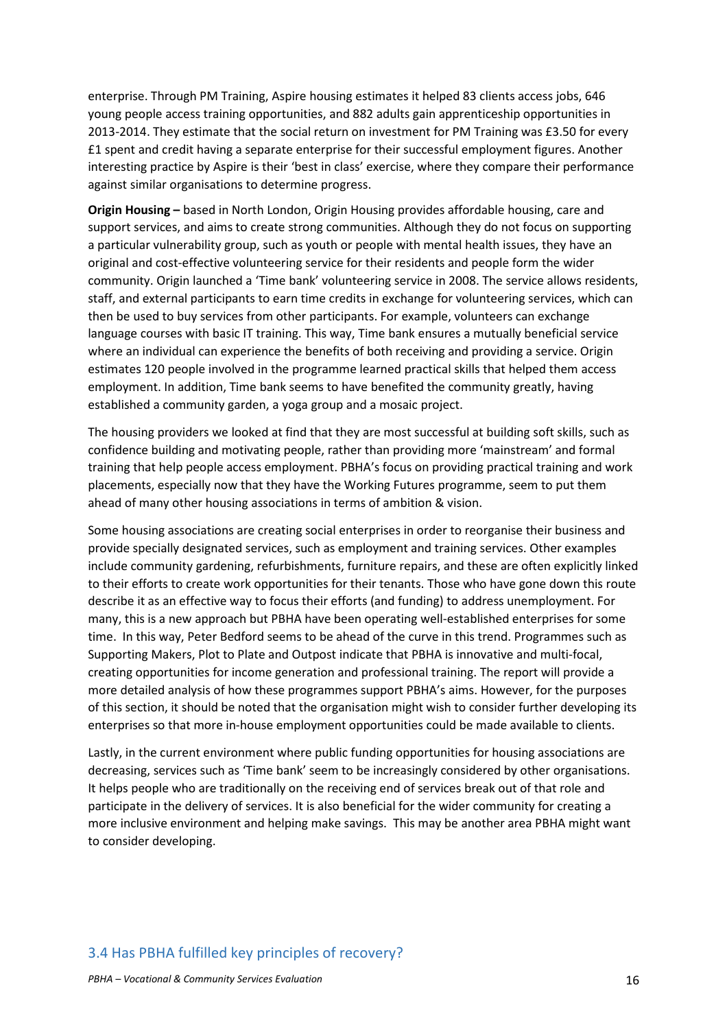enterprise. Through PM Training, Aspire housing estimates it helped 83 clients access jobs, 646 young people access training opportunities, and 882 adults gain apprenticeship opportunities in 2013-2014. They estimate that the social return on investment for PM Training was £3.50 for every £1 spent and credit having a separate enterprise for their successful employment figures. Another interesting practice by Aspire is their 'best in class' exercise, where they compare their performance against similar organisations to determine progress.

**Origin Housing –** based in North London, Origin Housing provides affordable housing, care and support services, and aims to create strong communities. Although they do not focus on supporting a particular vulnerability group, such as youth or people with mental health issues, they have an original and cost-effective volunteering service for their residents and people form the wider community. Origin launched a 'Time bank' volunteering service in 2008. The service allows residents, staff, and external participants to earn time credits in exchange for volunteering services, which can then be used to buy services from other participants. For example, volunteers can exchange language courses with basic IT training. This way, Time bank ensures a mutually beneficial service where an individual can experience the benefits of both receiving and providing a service. Origin estimates 120 people involved in the programme learned practical skills that helped them access employment. In addition, Time bank seems to have benefited the community greatly, having established a community garden, a yoga group and a mosaic project.

The housing providers we looked at find that they are most successful at building soft skills, such as confidence building and motivating people, rather than providing more 'mainstream' and formal training that help people access employment. PBHA's focus on providing practical training and work placements, especially now that they have the Working Futures programme, seem to put them ahead of many other housing associations in terms of ambition & vision.

Some housing associations are creating social enterprises in order to reorganise their business and provide specially designated services, such as employment and training services. Other examples include community gardening, refurbishments, furniture repairs, and these are often explicitly linked to their efforts to create work opportunities for their tenants. Those who have gone down this route describe it as an effective way to focus their efforts (and funding) to address unemployment. For many, this is a new approach but PBHA have been operating well-established enterprises for some time. In this way, Peter Bedford seems to be ahead of the curve in this trend. Programmes such as Supporting Makers, Plot to Plate and Outpost indicate that PBHA is innovative and multi-focal, creating opportunities for income generation and professional training. The report will provide a more detailed analysis of how these programmes support PBHA's aims. However, for the purposes of this section, it should be noted that the organisation might wish to consider further developing its enterprises so that more in-house employment opportunities could be made available to clients.

Lastly, in the current environment where public funding opportunities for housing associations are decreasing, services such as 'Time bank' seem to be increasingly considered by other organisations. It helps people who are traditionally on the receiving end of services break out of that role and participate in the delivery of services. It is also beneficial for the wider community for creating a more inclusive environment and helping make savings. This may be another area PBHA might want to consider developing.

## 3.4 Has PBHA fulfilled key principles of recovery?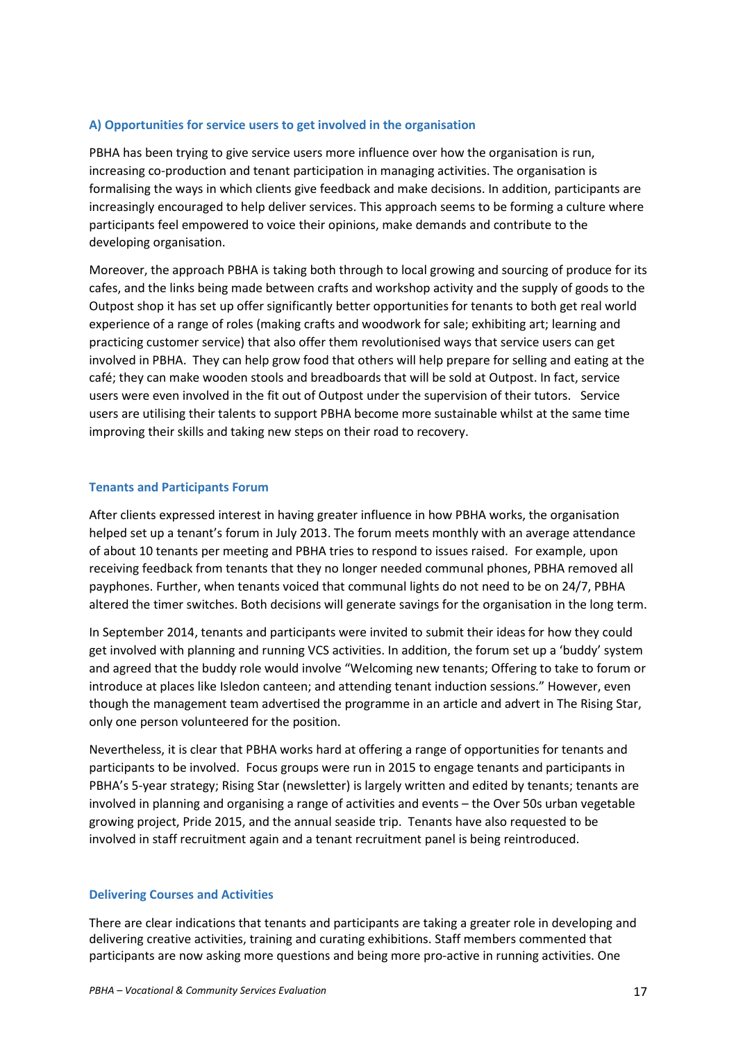### A) Opportunities for service users to get involved in the organisation

PBHA has been trying to give service users more influence over how the organisation is run, increasing co-production and tenant participation in managing activities. The organisation is formalising the ways in which clients give feedback and make decisions. In addition, participants are increasingly encouraged to help deliver services. This approach seems to be forming a culture where participants feel empowered to voice their opinions, make demands and contribute to the developing organisation.

Moreover, the approach PBHA is taking both through to local growing and sourcing of produce for its cafes, and the links being made between crafts and workshop activity and the supply of goods to the Outpost shop it has set up offer significantly better opportunities for tenants to both get real world experience of a range of roles (making crafts and woodwork for sale; exhibiting art; learning and practicing customer service) that also offer them revolutionised ways that service users can get involved in PBHA. They can help grow food that others will help prepare for selling and eating at the café; they can make wooden stools and breadboards that will be sold at Outpost. In fact, service users were even involved in the fit out of Outpost under the supervision of their tutors. Service users are utilising their talents to support PBHA become more sustainable whilst at the same time improving their skills and taking new steps on their road to recovery.

#### Tenants and Participants Forum

After clients expressed interest in having greater influence in how PBHA works, the organisation helped set up a tenant's forum in July 2013. The forum meets monthly with an average attendance of about 10 tenants per meeting and PBHA tries to respond to issues raised. For example, upon receiving feedback from tenants that they no longer needed communal phones, PBHA removed all payphones. Further, when tenants voiced that communal lights do not need to be on 24/7, PBHA altered the timer switches. Both decisions will generate savings for the organisation in the long term.

In September 2014, tenants and participants were invited to submit their ideas for how they could get involved with planning and running VCS activities. In addition, the forum set up a 'buddy' system and agreed that the buddy role would involve "Welcoming new tenants; Offering to take to forum or introduce at places like Isledon canteen; and attending tenant induction sessions." However, even though the management team advertised the programme in an article and advert in The Rising Star, only one person volunteered for the position.

Nevertheless, it is clear that PBHA works hard at offering a range of opportunities for tenants and participants to be involved. Focus groups were run in 2015 to engage tenants and participants in PBHA's 5-year strategy; Rising Star (newsletter) is largely written and edited by tenants; tenants are involved in planning and organising a range of activities and events – the Over 50s urban vegetable growing project, Pride 2015, and the annual seaside trip. Tenants have also requested to be involved in staff recruitment again and a tenant recruitment panel is being reintroduced.

#### Delivering Courses and Activities

There are clear indications that tenants and participants are taking a greater role in developing and delivering creative activities, training and curating exhibitions. Staff members commented that participants are now asking more questions and being more pro-active in running activities. One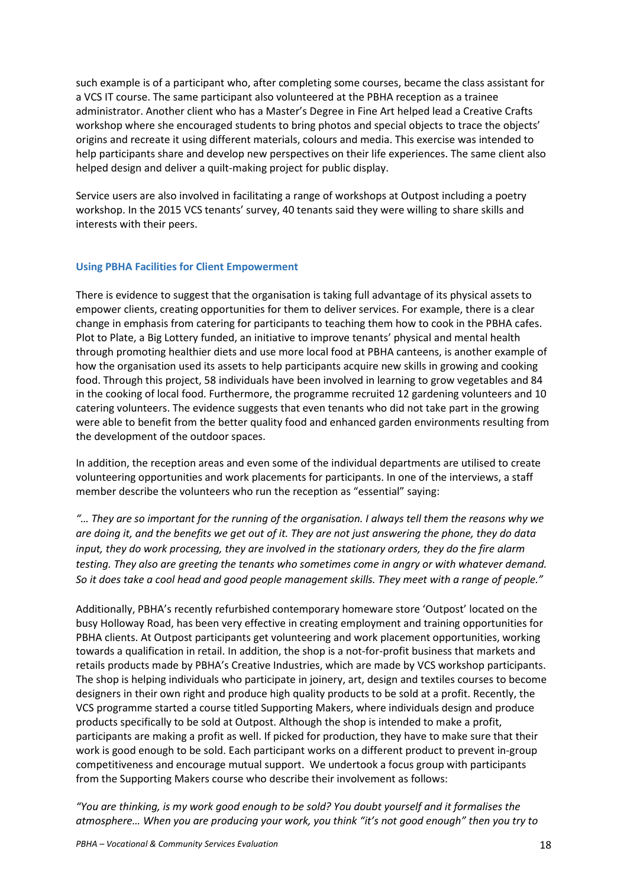such example is of a participant who, after completing some courses, became the class assistant for a VCS IT course. The same participant also volunteered at the PBHA reception as a trainee administrator. Another client who has a Master's Degree in Fine Art helped lead a Creative Crafts workshop where she encouraged students to bring photos and special objects to trace the objects' origins and recreate it using different materials, colours and media. This exercise was intended to help participants share and develop new perspectives on their life experiences. The same client also helped design and deliver a quilt-making project for public display.

Service users are also involved in facilitating a range of workshops at Outpost including a poetry workshop. In the 2015 VCS tenants' survey, 40 tenants said they were willing to share skills and interests with their peers.

### Using PBHA Facilities for Client Empowerment

There is evidence to suggest that the organisation is taking full advantage of its physical assets to empower clients, creating opportunities for them to deliver services. For example, there is a clear change in emphasis from catering for participants to teaching them how to cook in the PBHA cafes. Plot to Plate, a Big Lottery funded, an initiative to improve tenants' physical and mental health through promoting healthier diets and use more local food at PBHA canteens, is another example of how the organisation used its assets to help participants acquire new skills in growing and cooking food. Through this project, 58 individuals have been involved in learning to grow vegetables and 84 in the cooking of local food. Furthermore, the programme recruited 12 gardening volunteers and 10 catering volunteers. The evidence suggests that even tenants who did not take part in the growing were able to benefit from the better quality food and enhanced garden environments resulting from the development of the outdoor spaces.

In addition, the reception areas and even some of the individual departments are utilised to create volunteering opportunities and work placements for participants. In one of the interviews, a staff member describe the volunteers who run the reception as "essential" saying:

*"… They are so important for the running of the organisation. I always tell them the reasons why we are doing it, and the benefits we get out of it. They are not just answering the phone, they do data input, they do work processing, they are involved in the stationary orders, they do the fire alarm testing. They also are greeting the tenants who sometimes come in angry or with whatever demand. So it does take a cool head and good people management skills. They meet with a range of people."*

Additionally, PBHA's recently refurbished contemporary homeware store 'Outpost' located on the busy Holloway Road, has been very effective in creating employment and training opportunities for PBHA clients. At Outpost participants get volunteering and work placement opportunities, working towards a qualification in retail. In addition, the shop is a not-for-profit business that markets and retails products made by PBHA's Creative Industries, which are made by VCS workshop participants. The shop is helping individuals who participate in joinery, art, design and textiles courses to become designers in their own right and produce high quality products to be sold at a profit. Recently, the VCS programme started a course titled Supporting Makers, where individuals design and produce products specifically to be sold at Outpost. Although the shop is intended to make a profit, participants are making a profit as well. If picked for production, they have to make sure that their work is good enough to be sold. Each participant works on a different product to prevent in-group competitiveness and encourage mutual support. We undertook a focus group with participants from the Supporting Makers course who describe their involvement as follows:

*"You are thinking, is my work good enough to be sold? You doubt yourself and it formalises the atmosphere… When you are producing your work, you think "it's not good enough" then you try to*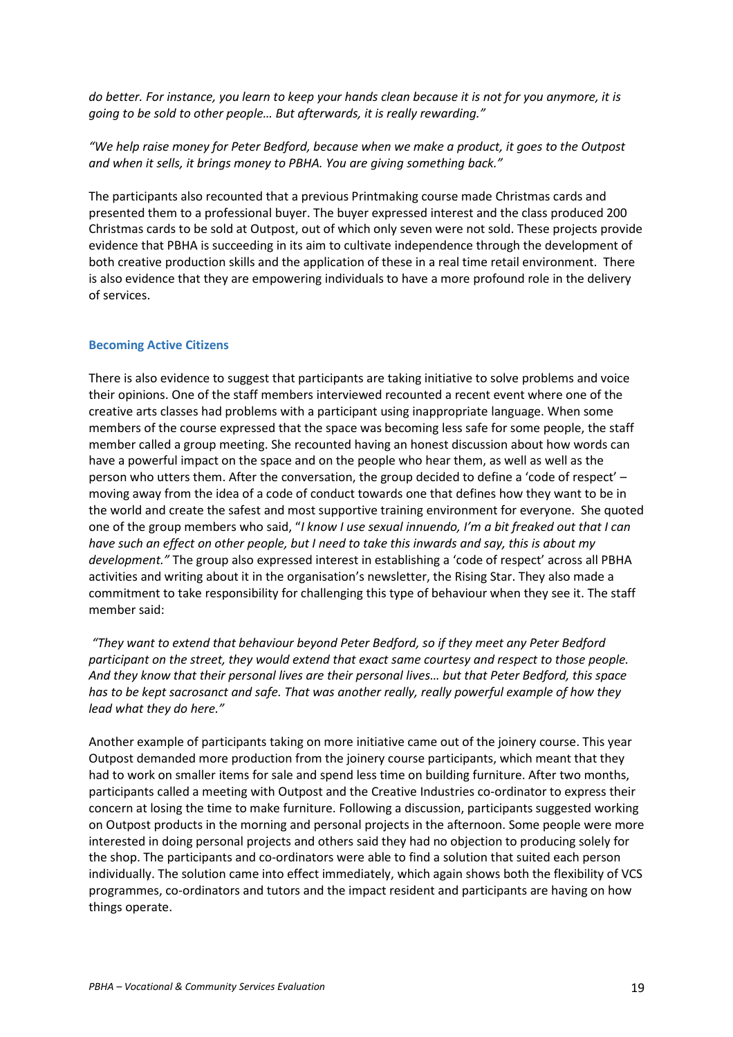*do better. For instance, you learn to keep your hands clean because it is not for you anymore, it is going to be sold to other people… But afterwards, it is really rewarding."*

*"We help raise money for Peter Bedford, because when we make a product, it goes to the Outpost and when it sells, it brings money to PBHA. You are giving something back."*

The participants also recounted that a previous Printmaking course made Christmas cards and presented them to a professional buyer. The buyer expressed interest and the class produced 200 Christmas cards to be sold at Outpost, out of which only seven were not sold. These projects provide evidence that PBHA is succeeding in its aim to cultivate independence through the development of both creative production skills and the application of these in a real time retail environment. There is also evidence that they are empowering individuals to have a more profound role in the delivery of services.

### Becoming Active Citizens

There is also evidence to suggest that participants are taking initiative to solve problems and voice their opinions. One of the staff members interviewed recounted a recent event where one of the creative arts classes had problems with a participant using inappropriate language. When some members of the course expressed that the space was becoming less safe for some people, the staff member called a group meeting. She recounted having an honest discussion about how words can have a powerful impact on the space and on the people who hear them, as well as well as the person who utters them. After the conversation, the group decided to define a 'code of respect' – moving away from the idea of a code of conduct towards one that defines how they want to be in the world and create the safest and most supportive training environment for everyone. She quoted one of the group members who said, "*I know I use sexual innuendo, I'm a bit freaked out that I can have such an effect on other people, but I need to take this inwards and say, this is about my development."* The group also expressed interest in establishing a 'code of respect' across all PBHA activities and writing about it in the organisation's newsletter, the Rising Star. They also made a commitment to take responsibility for challenging this type of behaviour when they see it. The staff member said:

*"They want to extend that behaviour beyond Peter Bedford, so if they meet any Peter Bedford participant on the street, they would extend that exact same courtesy and respect to those people. And they know that their personal lives are their personal lives… but that Peter Bedford, this space has to be kept sacrosanct and safe. That was another really, really powerful example of how they lead what they do here."*

Another example of participants taking on more initiative came out of the joinery course. This year Outpost demanded more production from the joinery course participants, which meant that they had to work on smaller items for sale and spend less time on building furniture. After two months, participants called a meeting with Outpost and the Creative Industries co-ordinator to express their concern at losing the time to make furniture. Following a discussion, participants suggested working on Outpost products in the morning and personal projects in the afternoon. Some people were more interested in doing personal projects and others said they had no objection to producing solely for the shop. The participants and co-ordinators were able to find a solution that suited each person individually. The solution came into effect immediately, which again shows both the flexibility of VCS programmes, co-ordinators and tutors and the impact resident and participants are having on how things operate.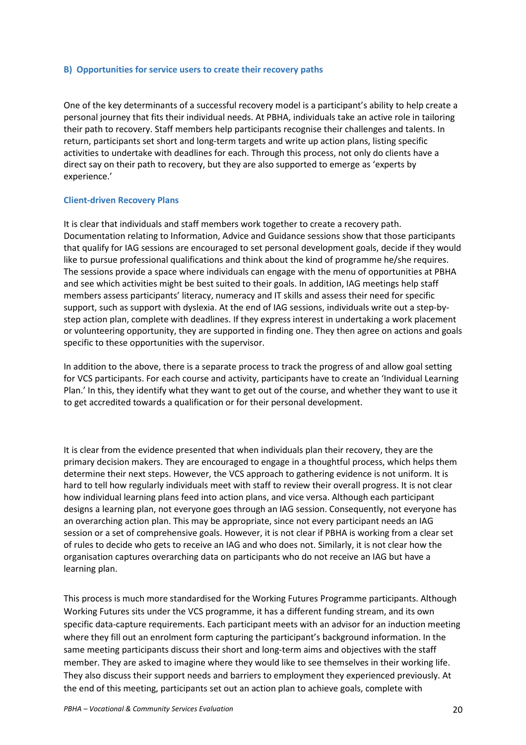### B) Opportunities for service users to create their recovery paths

One of the key determinants of a successful recovery model is a participant's ability to help create a personal journey that fits their individual needs. At PBHA, individuals take an active role in tailoring their path to recovery. Staff members help participants recognise their challenges and talents. In return, participants set short and long-term targets and write up action plans, listing specific activities to undertake with deadlines for each. Through this process, not only do clients have a direct say on their path to recovery, but they are also supported to emerge as 'experts by experience.'

#### Client-driven Recovery Plans

It is clear that individuals and staff members work together to create a recovery path. Documentation relating to Information, Advice and Guidance sessions show that those participants that qualify for IAG sessions are encouraged to set personal development goals, decide if they would like to pursue professional qualifications and think about the kind of programme he/she requires. The sessions provide a space where individuals can engage with the menu of opportunities at PBHA and see which activities might be best suited to their goals. In addition, IAG meetings help staff members assess participants' literacy, numeracy and IT skills and assess their need for specific support, such as support with dyslexia. At the end of IAG sessions, individuals write out a step-by-step action plan, complete with deadlines. If they express interest in undertaking a work placement or volunteering opportunity, they are supported in finding one. They then agree on actions and goals specific to these opportunities with the supervisor.

In addition to the above, there is a separate process to track the progress of and allow goal setting for VCS participants. For each course and activity, participants have to create an 'Individual Learning Plan.' In this, they identify what they want to get out of the course, and whether they want to use it to get accredited towards a qualification or for their personal development.

It is clear from the evidence presented that when individuals plan their recovery, they are the primary decision makers. They are encouraged to engage in a thoughtful process, which helps them determine their next steps. However, the VCS approach to gathering evidence is not uniform. It is hard to tell how regularly individuals meet with staff to review their overall progress. It is not clear how individual learning plans feed into action plans, and vice versa. Although each participant designs a learning plan, not everyone goes through an IAG session. Consequently, not everyone has an overarching action plan. This may be appropriate, since not every participant needs an IAG session or a set of comprehensive goals. However, it is not clear if PBHA is working from a clear set of rules to decide who gets to receive an IAG and who does not. Similarly, it is not clear how the organisation captures overarching data on participants who do not receive an IAG but have a learning plan.

This process is much more standardised for the Working Futures Programme participants. Although Working Futures sits under the VCS programme, it has a different funding stream, and its own specific data-capture requirements. Each participant meets with an advisor for an induction meeting where they fill out an enrolment form capturing the participant's background information. In the same meeting participants discuss their short and long-term aims and objectives with the staff member. They are asked to imagine where they would like to see themselves in their working life. They also discuss their support needs and barriers to employment they experienced previously. At the end of this meeting, participants set out an action plan to achieve goals, complete with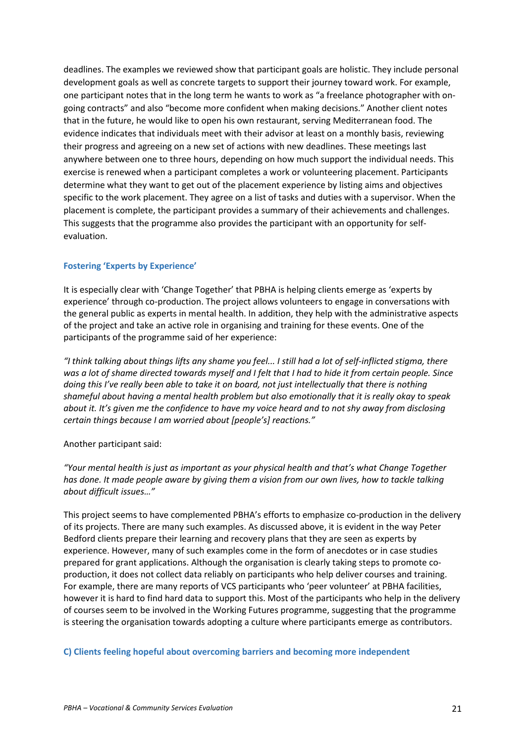deadlines. The examples we reviewed show that participant goals are holistic. They include personal development goals as well as concrete targets to support their journey toward work. For example, one participant notes that in the long term he wants to work as "a freelance photographer with on-going contracts" and also "become more confident when making decisions." Another client notes that in the future, he would like to open his own restaurant, serving Mediterranean food. The evidence indicates that individuals meet with their advisor at least on a monthly basis, reviewing their progress and agreeing on a new set of actions with new deadlines. These meetings last anywhere between one to three hours, depending on how much support the individual needs. This exercise is renewed when a participant completes a work or volunteering placement. Participants determine what they want to get out of the placement experience by listing aims and objectives specific to the work placement. They agree on a list of tasks and duties with a supervisor. When the placement is complete, the participant provides a summary of their achievements and challenges. This suggests that the programme also provides the participant with an opportunity for self-evaluation.

### Fostering 'Experts by Experience'

It is especially clear with 'Change Together' that PBHA is helping clients emerge as 'experts by experience' through co-production. The project allows volunteers to engage in conversations with the general public as experts in mental health. In addition, they help with the administrative aspects of the project and take an active role in organising and training for these events. One of the participants of the programme said of her experience:

*"I think talking about things lifts any shame you feel... I still had a lot of self-inflicted stigma, there was a lot of shame directed towards myself and I felt that I had to hide it from certain people. Since doing this I've really been able to take it on board, not just intellectually that there is nothing shameful about having a mental health problem but also emotionally that it is really okay to speak about it. It's given me the confidence to have my voice heard and to not shy away from disclosing certain things because I am worried about [people's] reactions."*

Another participant said:

*"Your mental health is just as important as your physical health and that's what Change Together has done. It made people aware by giving them a vision from our own lives, how to tackle talking about difficult issues…"*

This project seems to have complemented PBHA's efforts to emphasize co-production in the delivery of its projects. There are many such examples. As discussed above, it is evident in the way Peter Bedford clients prepare their learning and recovery plans that they are seen as experts by experience. However, many of such examples come in the form of anecdotes or in case studies prepared for grant applications. Although the organisation is clearly taking steps to promote co-production, it does not collect data reliably on participants who help deliver courses and training. For example, there are many reports of VCS participants who 'peer volunteer' at PBHA facilities, however it is hard to find hard data to support this. Most of the participants who help in the delivery of courses seem to be involved in the Working Futures programme, suggesting that the programme is steering the organisation towards adopting a culture where participants emerge as contributors.

### C) Clients feeling hopeful about overcoming barriers and becoming more independent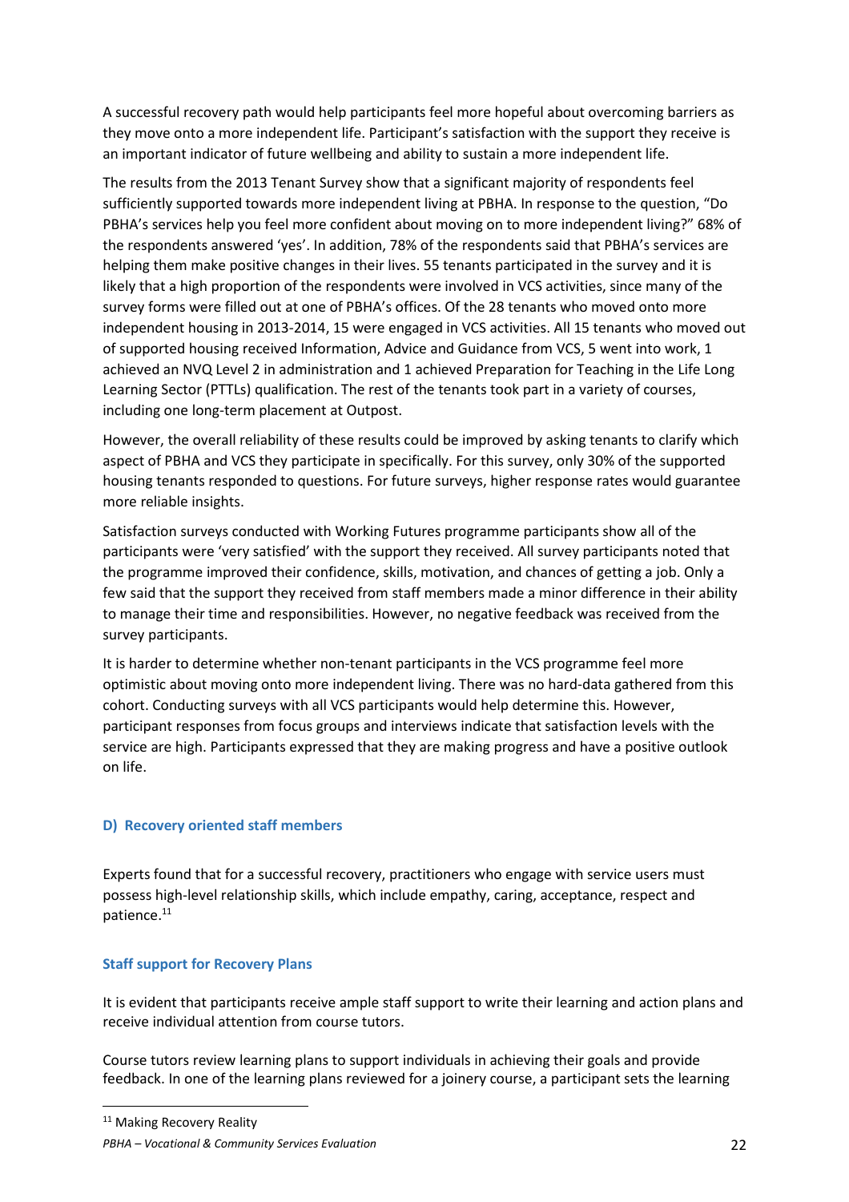A successful recovery path would help participants feel more hopeful about overcoming barriers as they move onto a more independent life. Participant's satisfaction with the support they receive is an important indicator of future wellbeing and ability to sustain a more independent life.

The results from the 2013 Tenant Survey show that a significant majority of respondents feel sufficiently supported towards more independent living at PBHA. In response to the question, "Do PBHA's services help you feel more confident about moving on to more independent living?" 68% of the respondents answered 'yes'. In addition, 78% of the respondents said that PBHA's services are helping them make positive changes in their lives. 55 tenants participated in the survey and it is likely that a high proportion of the respondents were involved in VCS activities, since many of the survey forms were filled out at one of PBHA's offices. Of the 28 tenants who moved onto more independent housing in 2013-2014, 15 were engaged in VCS activities. All 15 tenants who moved out of supported housing received Information, Advice and Guidance from VCS, 5 went into work, 1 achieved an NVQ Level 2 in administration and 1 achieved Preparation for Teaching in the Life Long Learning Sector (PTTLs) qualification. The rest of the tenants took part in a variety of courses, including one long-term placement at Outpost.

However, the overall reliability of these results could be improved by asking tenants to clarify which aspect of PBHA and VCS they participate in specifically. For this survey, only 30% of the supported housing tenants responded to questions. For future surveys, higher response rates would guarantee more reliable insights.

Satisfaction surveys conducted with Working Futures programme participants show all of the participants were 'very satisfied' with the support they received. All survey participants noted that the programme improved their confidence, skills, motivation, and chances of getting a job. Only a few said that the support they received from staff members made a minor difference in their ability to manage their time and responsibilities. However, no negative feedback was received from the survey participants.

It is harder to determine whether non-tenant participants in the VCS programme feel more optimistic about moving onto more independent living. There was no hard-data gathered from this cohort. Conducting surveys with all VCS participants would help determine this. However, participant responses from focus groups and interviews indicate that satisfaction levels with the service are high. Participants expressed that they are making progress and have a positive outlook on life.

### D) Recovery oriented staff members

Experts found that for a successful recovery, practitioners who engage with service users must possess high-level relationship skills, which include empathy, caring, acceptance, respect and patience.[11]

#### Staff support for Recovery Plans

It is evident that participants receive ample staff support to write their learning and action plans and receive individual attention from course tutors.

Course tutors review learning plans to support individuals in achieving their goals and provide feedback. In one of the learning plans reviewed for a joinery course, a participant sets the learning

[11] Making Recovery Reality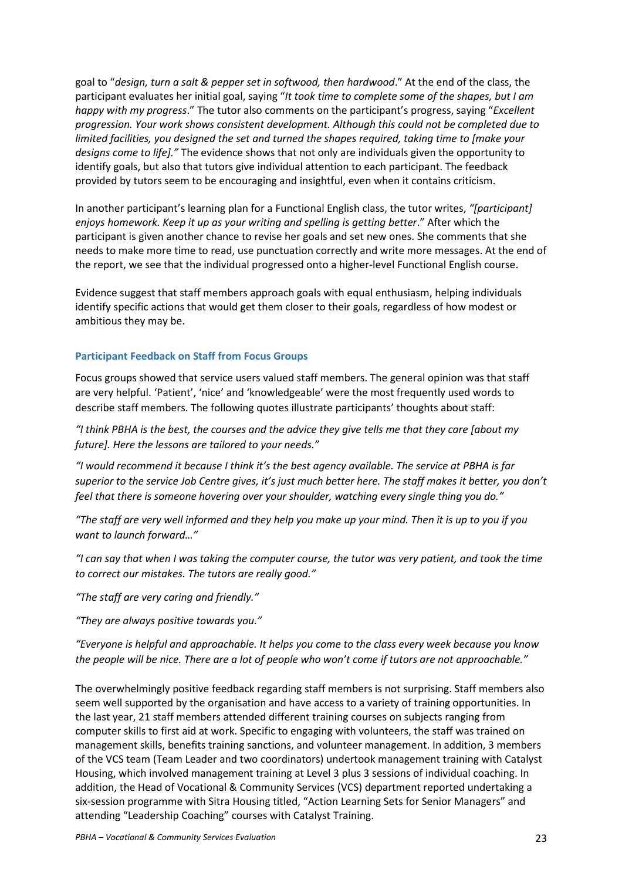goal to "*design, turn a salt & pepper set in softwood, then hardwood*." At the end of the class, the participant evaluates her initial goal, saying "*It took time to complete some of the shapes, but I am happy with my progress*." The tutor also comments on the participant's progress, saying "*Excellent progression. Your work shows consistent development. Although this could not be completed due to limited facilities, you designed the set and turned the shapes required, taking time to [make your designs come to life].*" The evidence shows that not only are individuals given the opportunity to identify goals, but also that tutors give individual attention to each participant. The feedback provided by tutors seem to be encouraging and insightful, even when it contains criticism.

In another participant's learning plan for a Functional English class, the tutor writes, *"[participant] enjoys homework. Keep it up as your writing and spelling is getting better*." After which the participant is given another chance to revise her goals and set new ones. She comments that she needs to make more time to read, use punctuation correctly and write more messages. At the end of the report, we see that the individual progressed onto a higher-level Functional English course.

Evidence suggest that staff members approach goals with equal enthusiasm, helping individuals identify specific actions that would get them closer to their goals, regardless of how modest or ambitious they may be.

### Participant Feedback on Staff from Focus Groups

Focus groups showed that service users valued staff members. The general opinion was that staff are very helpful. 'Patient', 'nice' and 'knowledgeable' were the most frequently used words to describe staff members. The following quotes illustrate participants' thoughts about staff:

*"I think PBHA is the best, the courses and the advice they give tells me that they care [about my future]. Here the lessons are tailored to your needs."*

*"I would recommend it because I think it's the best agency available. The service at PBHA is far superior to the service Job Centre gives, it's just much better here. The staff makes it better, you don't feel that there is someone hovering over your shoulder, watching every single thing you do."*

*"The staff are very well informed and they help you make up your mind. Then it is up to you if you want to launch forward…"*

*"I can say that when I was taking the computer course, the tutor was very patient, and took the time to correct our mistakes. The tutors are really good."*

*"The staff are very caring and friendly."*

*"They are always positive towards you."*

*"Everyone is helpful and approachable. It helps you come to the class every week because you know the people will be nice. There are a lot of people who won't come if tutors are not approachable."*

The overwhelmingly positive feedback regarding staff members is not surprising. Staff members also seem well supported by the organisation and have access to a variety of training opportunities. In the last year, 21 staff members attended different training courses on subjects ranging from computer skills to first aid at work. Specific to engaging with volunteers, the staff was trained on management skills, benefits training sanctions, and volunteer management. In addition, 3 members of the VCS team (Team Leader and two coordinators) undertook management training with Catalyst Housing, which involved management training at Level 3 plus 3 sessions of individual coaching. In addition, the Head of Vocational & Community Services (VCS) department reported undertaking a six-session programme with Sitra Housing titled, "Action Learning Sets for Senior Managers" and attending "Leadership Coaching" courses with Catalyst Training.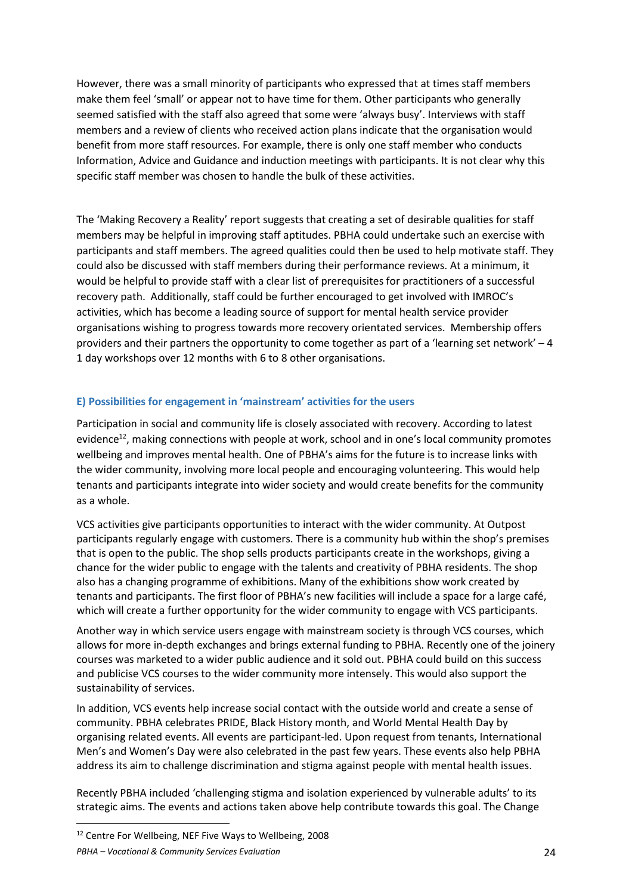However, there was a small minority of participants who expressed that at times staff members make them feel 'small' or appear not to have time for them. Other participants who generally seemed satisfied with the staff also agreed that some were 'always busy'. Interviews with staff members and a review of clients who received action plans indicate that the organisation would benefit from more staff resources. For example, there is only one staff member who conducts Information, Advice and Guidance and induction meetings with participants. It is not clear why this specific staff member was chosen to handle the bulk of these activities.

The 'Making Recovery a Reality' report suggests that creating a set of desirable qualities for staff members may be helpful in improving staff aptitudes. PBHA could undertake such an exercise with participants and staff members. The agreed qualities could then be used to help motivate staff. They could also be discussed with staff members during their performance reviews. At a minimum, it would be helpful to provide staff with a clear list of prerequisites for practitioners of a successful recovery path. Additionally, staff could be further encouraged to get involved with IMROC's activities, which has become a leading source of support for mental health service provider organisations wishing to progress towards more recovery orientated services. Membership offers providers and their partners the opportunity to come together as part of a 'learning set network' – 4 1 day workshops over 12 months with 6 to 8 other organisations.

### E) Possibilities for engagement in 'mainstream' activities for the users

Participation in social and community life is closely associated with recovery. According to latest evidence[12], making connections with people at work, school and in one's local community promotes wellbeing and improves mental health. One of PBHA's aims for the future is to increase links with the wider community, involving more local people and encouraging volunteering. This would help tenants and participants integrate into wider society and would create benefits for the community as a whole.

VCS activities give participants opportunities to interact with the wider community. At Outpost participants regularly engage with customers. There is a community hub within the shop's premises that is open to the public. The shop sells products participants create in the workshops, giving a chance for the wider public to engage with the talents and creativity of PBHA residents. The shop also has a changing programme of exhibitions. Many of the exhibitions show work created by tenants and participants. The first floor of PBHA's new facilities will include a space for a large café, which will create a further opportunity for the wider community to engage with VCS participants.

Another way in which service users engage with mainstream society is through VCS courses, which allows for more in-depth exchanges and brings external funding to PBHA. Recently one of the joinery courses was marketed to a wider public audience and it sold out. PBHA could build on this success and publicise VCS courses to the wider community more intensely. This would also support the sustainability of services.

In addition, VCS events help increase social contact with the outside world and create a sense of community. PBHA celebrates PRIDE, Black History month, and World Mental Health Day by organising related events. All events are participant-led. Upon request from tenants, International Men's and Women's Day were also celebrated in the past few years. These events also help PBHA address its aim to challenge discrimination and stigma against people with mental health issues.

Recently PBHA included 'challenging stigma and isolation experienced by vulnerable adults' to its strategic aims. The events and actions taken above help contribute towards this goal. The Change

[12] Centre For Wellbeing, NEF Five Ways to Wellbeing, 2008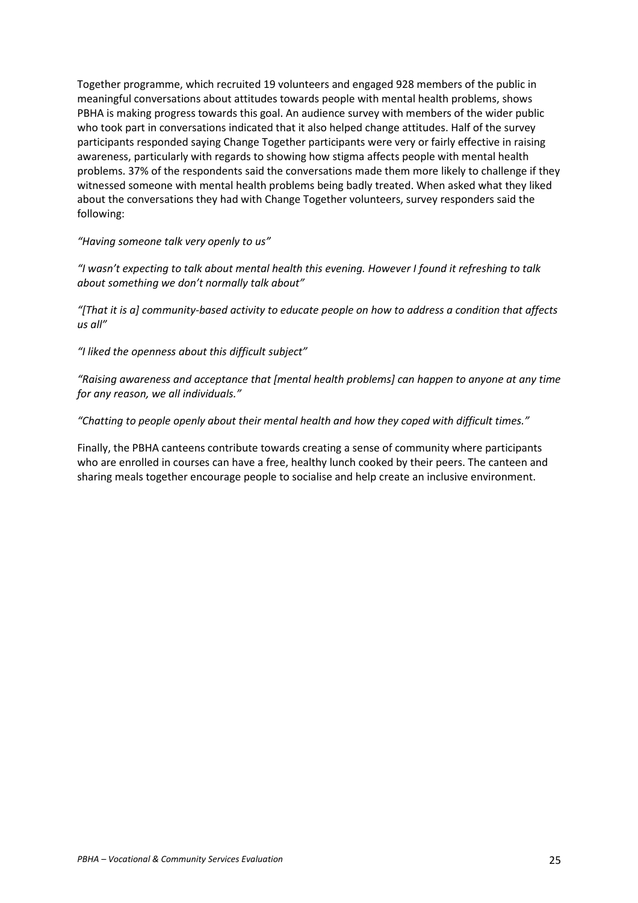Together programme, which recruited 19 volunteers and engaged 928 members of the public in meaningful conversations about attitudes towards people with mental health problems, shows PBHA is making progress towards this goal. An audience survey with members of the wider public who took part in conversations indicated that it also helped change attitudes. Half of the survey participants responded saying Change Together participants were very or fairly effective in raising awareness, particularly with regards to showing how stigma affects people with mental health problems. 37% of the respondents said the conversations made them more likely to challenge if they witnessed someone with mental health problems being badly treated. When asked what they liked about the conversations they had with Change Together volunteers, survey responders said the following:

*"Having someone talk very openly to us"*

*"I wasn't expecting to talk about mental health this evening. However I found it refreshing to talk about something we don't normally talk about"*

*"[That it is a] community-based activity to educate people on how to address a condition that affects us all"*

*"I liked the openness about this difficult subject"*

*"Raising awareness and acceptance that [mental health problems] can happen to anyone at any time for any reason, we all individuals."*

*"Chatting to people openly about their mental health and how they coped with difficult times."*

Finally, the PBHA canteens contribute towards creating a sense of community where participants who are enrolled in courses can have a free, healthy lunch cooked by their peers. The canteen and sharing meals together encourage people to socialise and help create an inclusive environment.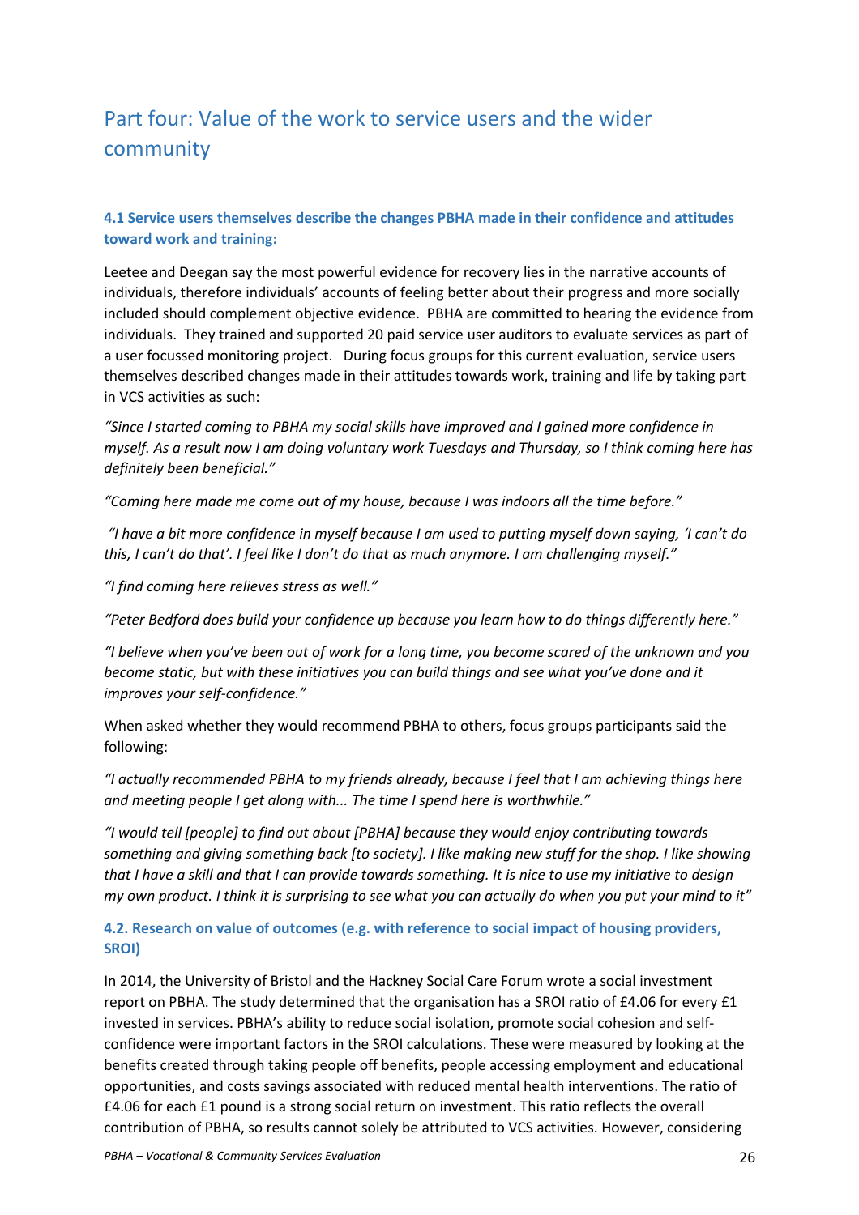## Part four: Value of the work to service users and the wider community

### 4.1 Service users themselves describe the changes PBHA made in their confidence and attitudes toward work and training:

Leetee and Deegan say the most powerful evidence for recovery lies in the narrative accounts of individuals, therefore individuals' accounts of feeling better about their progress and more socially included should complement objective evidence. PBHA are committed to hearing the evidence from individuals. They trained and supported 20 paid service user auditors to evaluate services as part of a user focussed monitoring project. During focus groups for this current evaluation, service users themselves described changes made in their attitudes towards work, training and life by taking part in VCS activities as such:

*"Since I started coming to PBHA my social skills have improved and I gained more confidence in myself. As a result now I am doing voluntary work Tuesdays and Thursday, so I think coming here has definitely been beneficial."*

*"Coming here made me come out of my house, because I was indoors all the time before."*

*"I have a bit more confidence in myself because I am used to putting myself down saying, 'I can't do this, I can't do that'. I feel like I don't do that as much anymore. I am challenging myself."*

*"I find coming here relieves stress as well."*

*"Peter Bedford does build your confidence up because you learn how to do things differently here."*

*"I believe when you've been out of work for a long time, you become scared of the unknown and you become static, but with these initiatives you can build things and see what you've done and it improves your self-confidence."*

When asked whether they would recommend PBHA to others, focus groups participants said the following:

*"I actually recommended PBHA to my friends already, because I feel that I am achieving things here and meeting people I get along with... The time I spend here is worthwhile."*

*"I would tell [people] to find out about [PBHA] because they would enjoy contributing towards something and giving something back [to society]. I like making new stuff for the shop. I like showing that I have a skill and that I can provide towards something. It is nice to use my initiative to design my own product. I think it is surprising to see what you can actually do when you put your mind to it"*

### 4.2. Research on value of outcomes (e.g. with reference to social impact of housing providers, SROI)

In 2014, the University of Bristol and the Hackney Social Care Forum wrote a social investment report on PBHA. The study determined that the organisation has a SROI ratio of £4.06 for every £1 invested in services. PBHA's ability to reduce social isolation, promote social cohesion and self-confidence were important factors in the SROI calculations. These were measured by looking at the benefits created through taking people off benefits, people accessing employment and educational opportunities, and costs savings associated with reduced mental health interventions. The ratio of £4.06 for each £1 pound is a strong social return on investment. This ratio reflects the overall contribution of PBHA, so results cannot solely be attributed to VCS activities. However, considering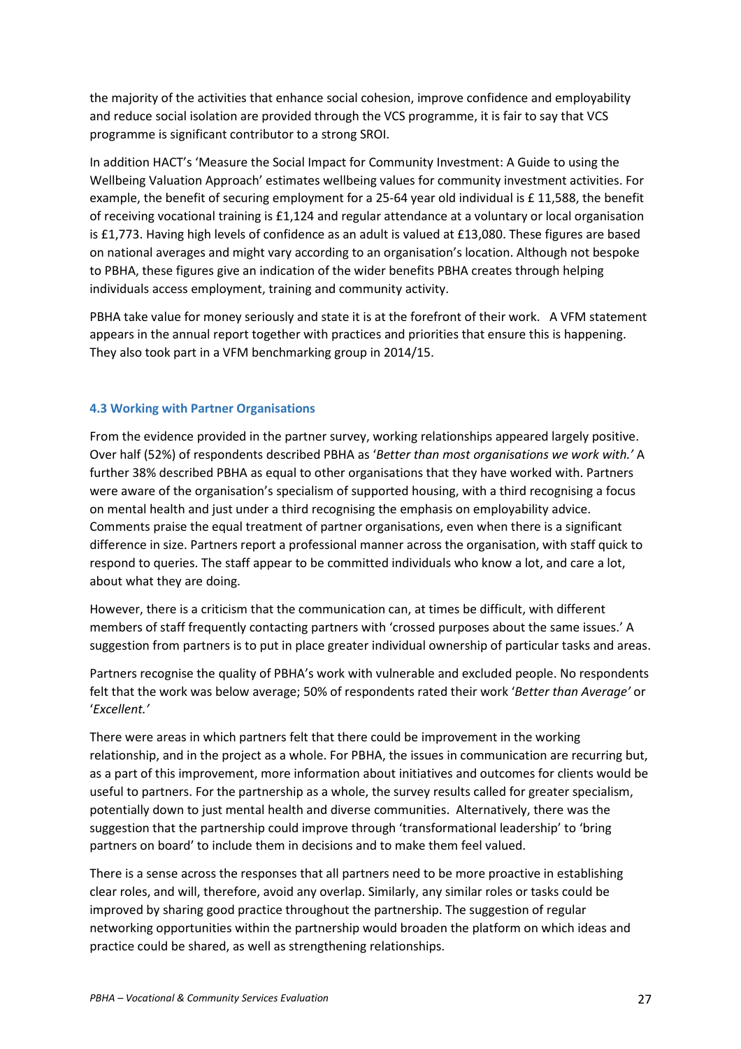the majority of the activities that enhance social cohesion, improve confidence and employability and reduce social isolation are provided through the VCS programme, it is fair to say that VCS programme is significant contributor to a strong SROI.

In addition HACT's 'Measure the Social Impact for Community Investment: A Guide to using the Wellbeing Valuation Approach' estimates wellbeing values for community investment activities. For example, the benefit of securing employment for a 25-64 year old individual is £ 11,588, the benefit of receiving vocational training is £1,124 and regular attendance at a voluntary or local organisation is £1,773. Having high levels of confidence as an adult is valued at £13,080. These figures are based on national averages and might vary according to an organisation's location. Although not bespoke to PBHA, these figures give an indication of the wider benefits PBHA creates through helping individuals access employment, training and community activity.

PBHA take value for money seriously and state it is at the forefront of their work. A VFM statement appears in the annual report together with practices and priorities that ensure this is happening. They also took part in a VFM benchmarking group in 2014/15.

### 4.3 Working with Partner Organisations

From the evidence provided in the partner survey, working relationships appeared largely positive. Over half (52%) of respondents described PBHA as '*Better than most organisations we work with.*' A further 38% described PBHA as equal to other organisations that they have worked with. Partners were aware of the organisation's specialism of supported housing, with a third recognising a focus on mental health and just under a third recognising the emphasis on employability advice. Comments praise the equal treatment of partner organisations, even when there is a significant difference in size. Partners report a professional manner across the organisation, with staff quick to respond to queries. The staff appear to be committed individuals who know a lot, and care a lot, about what they are doing.

However, there is a criticism that the communication can, at times be difficult, with different members of staff frequently contacting partners with 'crossed purposes about the same issues.' A suggestion from partners is to put in place greater individual ownership of particular tasks and areas.

Partners recognise the quality of PBHA's work with vulnerable and excluded people. No respondents felt that the work was below average; 50% of respondents rated their work '*Better than Average'* or '*Excellent.'*

There were areas in which partners felt that there could be improvement in the working relationship, and in the project as a whole. For PBHA, the issues in communication are recurring but, as a part of this improvement, more information about initiatives and outcomes for clients would be useful to partners. For the partnership as a whole, the survey results called for greater specialism, potentially down to just mental health and diverse communities. Alternatively, there was the suggestion that the partnership could improve through 'transformational leadership' to 'bring partners on board' to include them in decisions and to make them feel valued.

There is a sense across the responses that all partners need to be more proactive in establishing clear roles, and will, therefore, avoid any overlap. Similarly, any similar roles or tasks could be improved by sharing good practice throughout the partnership. The suggestion of regular networking opportunities within the partnership would broaden the platform on which ideas and practice could be shared, as well as strengthening relationships.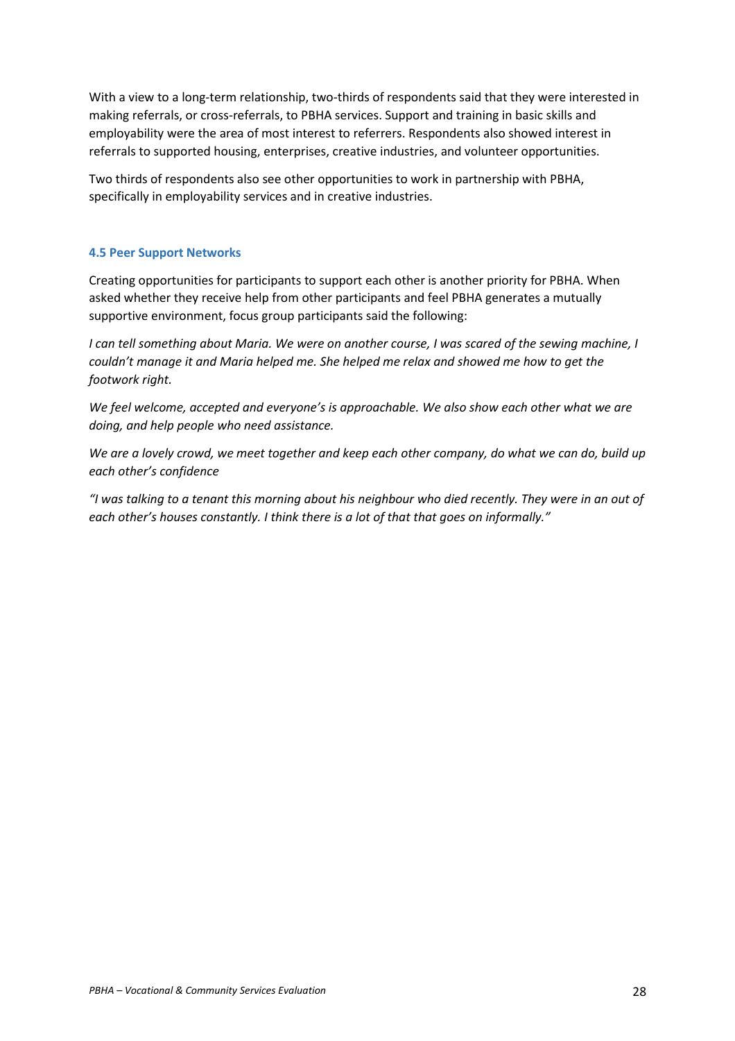With a view to a long-term relationship, two-thirds of respondents said that they were interested in making referrals, or cross-referrals, to PBHA services. Support and training in basic skills and employability were the area of most interest to referrers. Respondents also showed interest in referrals to supported housing, enterprises, creative industries, and volunteer opportunities.

Two thirds of respondents also see other opportunities to work in partnership with PBHA, specifically in employability services and in creative industries.

### 4.5 Peer Support Networks

Creating opportunities for participants to support each other is another priority for PBHA. When asked whether they receive help from other participants and feel PBHA generates a mutually supportive environment, focus group participants said the following:

*I can tell something about Maria. We were on another course, I was scared of the sewing machine, I couldn't manage it and Maria helped me. She helped me relax and showed me how to get the footwork right.*

*We feel welcome, accepted and everyone's is approachable. We also show each other what we are doing, and help people who need assistance.*

*We are a lovely crowd, we meet together and keep each other company, do what we can do, build up each other's confidence*

*"I was talking to a tenant this morning about his neighbour who died recently. They were in an out of each other's houses constantly. I think there is a lot of that that goes on informally."*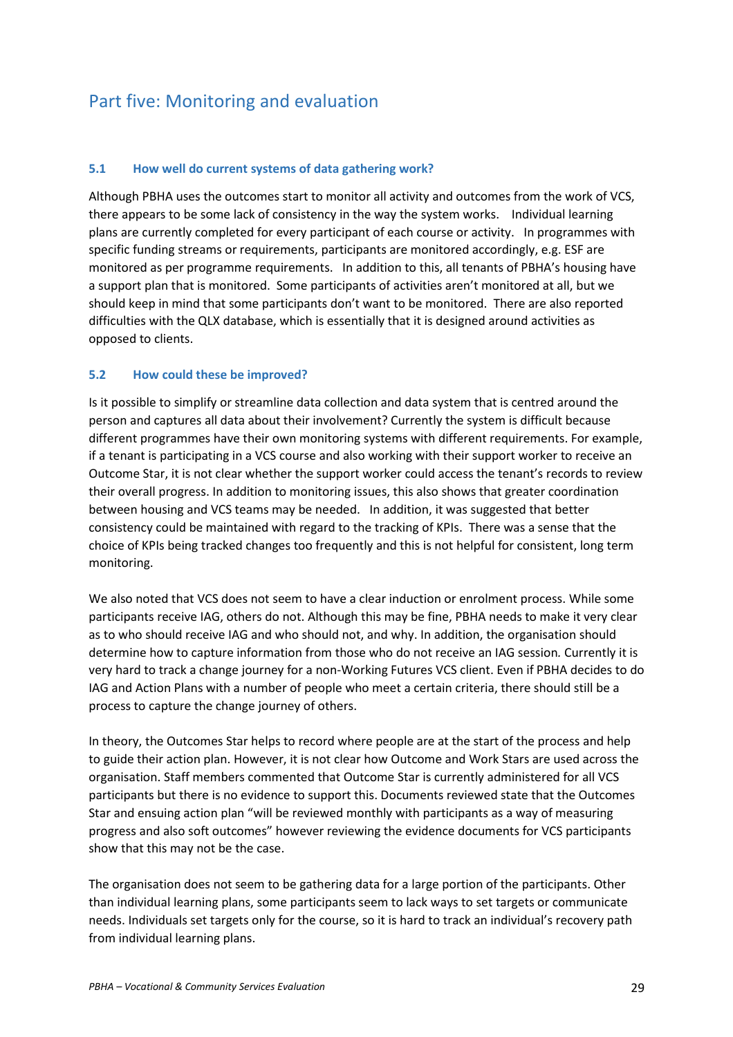## Part five: Monitoring and evaluation

### 5.1 How well do current systems of data gathering work?

Although PBHA uses the outcomes start to monitor all activity and outcomes from the work of VCS, there appears to be some lack of consistency in the way the system works. Individual learning plans are currently completed for every participant of each course or activity. In programmes with specific funding streams or requirements, participants are monitored accordingly, e.g. ESF are monitored as per programme requirements. In addition to this, all tenants of PBHA's housing have a support plan that is monitored. Some participants of activities aren't monitored at all, but we should keep in mind that some participants don't want to be monitored. There are also reported difficulties with the QLX database, which is essentially that it is designed around activities as opposed to clients.

### 5.2 How could these be improved?

Is it possible to simplify or streamline data collection and data system that is centred around the person and captures all data about their involvement? Currently the system is difficult because different programmes have their own monitoring systems with different requirements. For example, if a tenant is participating in a VCS course and also working with their support worker to receive an Outcome Star, it is not clear whether the support worker could access the tenant's records to review their overall progress. In addition to monitoring issues, this also shows that greater coordination between housing and VCS teams may be needed. In addition, it was suggested that better consistency could be maintained with regard to the tracking of KPIs. There was a sense that the choice of KPIs being tracked changes too frequently and this is not helpful for consistent, long term monitoring.

We also noted that VCS does not seem to have a clear induction or enrolment process. While some participants receive IAG, others do not. Although this may be fine, PBHA needs to make it very clear as to who should receive IAG and who should not, and why. In addition, the organisation should determine how to capture information from those who do not receive an IAG session. Currently it is very hard to track a change journey for a non-Working Futures VCS client. Even if PBHA decides to do IAG and Action Plans with a number of people who meet a certain criteria, there should still be a process to capture the change journey of others.

In theory, the Outcomes Star helps to record where people are at the start of the process and help to guide their action plan. However, it is not clear how Outcome and Work Stars are used across the organisation. Staff members commented that Outcome Star is currently administered for all VCS participants but there is no evidence to support this. Documents reviewed state that the Outcomes Star and ensuing action plan "will be reviewed monthly with participants as a way of measuring progress and also soft outcomes" however reviewing the evidence documents for VCS participants show that this may not be the case.

The organisation does not seem to be gathering data for a large portion of the participants. Other than individual learning plans, some participants seem to lack ways to set targets or communicate needs. Individuals set targets only for the course, so it is hard to track an individual's recovery path from individual learning plans.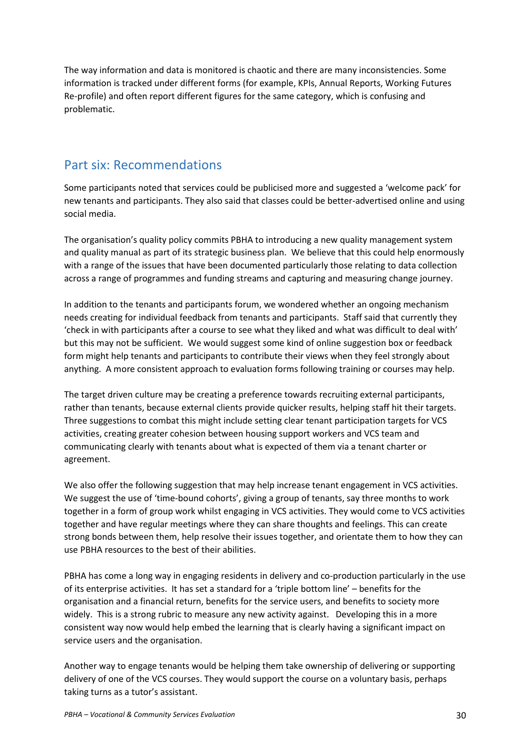The way information and data is monitored is chaotic and there are many inconsistencies. Some information is tracked under different forms (for example, KPIs, Annual Reports, Working Futures Re-profile) and often report different figures for the same category, which is confusing and problematic.

## Part six: Recommendations

Some participants noted that services could be publicised more and suggested a 'welcome pack' for new tenants and participants. They also said that classes could be better-advertised online and using social media.

The organisation's quality policy commits PBHA to introducing a new quality management system and quality manual as part of its strategic business plan. We believe that this could help enormously with a range of the issues that have been documented particularly those relating to data collection across a range of programmes and funding streams and capturing and measuring change journey.

In addition to the tenants and participants forum, we wondered whether an ongoing mechanism needs creating for individual feedback from tenants and participants. Staff said that currently they 'check in with participants after a course to see what they liked and what was difficult to deal with' but this may not be sufficient. We would suggest some kind of online suggestion box or feedback form might help tenants and participants to contribute their views when they feel strongly about anything. A more consistent approach to evaluation forms following training or courses may help.

The target driven culture may be creating a preference towards recruiting external participants, rather than tenants, because external clients provide quicker results, helping staff hit their targets. Three suggestions to combat this might include setting clear tenant participation targets for VCS activities, creating greater cohesion between housing support workers and VCS team and communicating clearly with tenants about what is expected of them via a tenant charter or agreement.

We also offer the following suggestion that may help increase tenant engagement in VCS activities. We suggest the use of 'time-bound cohorts', giving a group of tenants, say three months to work together in a form of group work whilst engaging in VCS activities. They would come to VCS activities together and have regular meetings where they can share thoughts and feelings. This can create strong bonds between them, help resolve their issues together, and orientate them to how they can use PBHA resources to the best of their abilities.

PBHA has come a long way in engaging residents in delivery and co-production particularly in the use of its enterprise activities. It has set a standard for a 'triple bottom line' – benefits for the organisation and a financial return, benefits for the service users, and benefits to society more widely. This is a strong rubric to measure any new activity against. Developing this in a more consistent way now would help embed the learning that is clearly having a significant impact on service users and the organisation.

Another way to engage tenants would be helping them take ownership of delivering or supporting delivery of one of the VCS courses. They would support the course on a voluntary basis, perhaps taking turns as a tutor's assistant.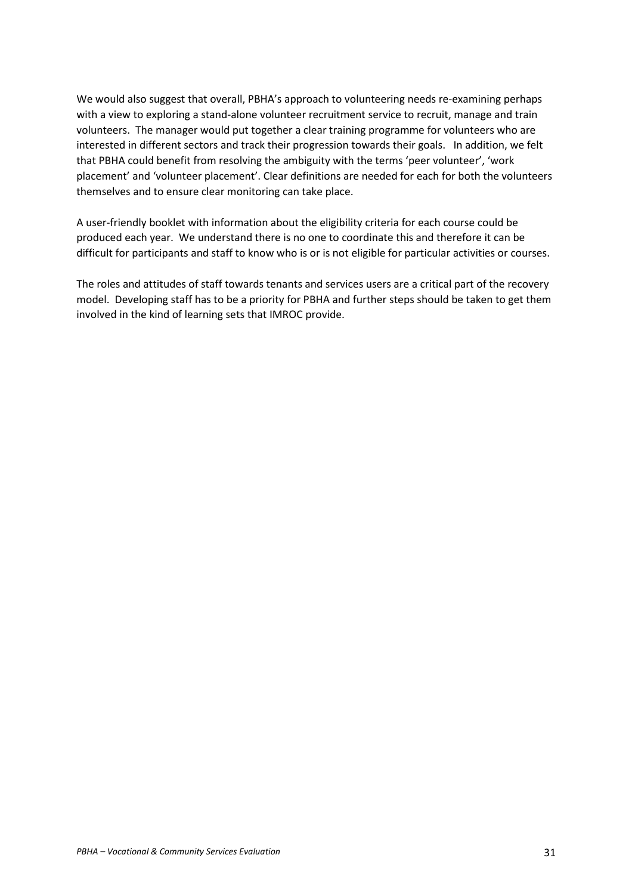We would also suggest that overall, PBHA's approach to volunteering needs re-examining perhaps with a view to exploring a stand-alone volunteer recruitment service to recruit, manage and train volunteers. The manager would put together a clear training programme for volunteers who are interested in different sectors and track their progression towards their goals. In addition, we felt that PBHA could benefit from resolving the ambiguity with the terms 'peer volunteer', 'work placement' and 'volunteer placement'. Clear definitions are needed for each for both the volunteers themselves and to ensure clear monitoring can take place.

A user-friendly booklet with information about the eligibility criteria for each course could be produced each year. We understand there is no one to coordinate this and therefore it can be difficult for participants and staff to know who is or is not eligible for particular activities or courses.

The roles and attitudes of staff towards tenants and services users are a critical part of the recovery model. Developing staff has to be a priority for PBHA and further steps should be taken to get them involved in the kind of learning sets that IMROC provide.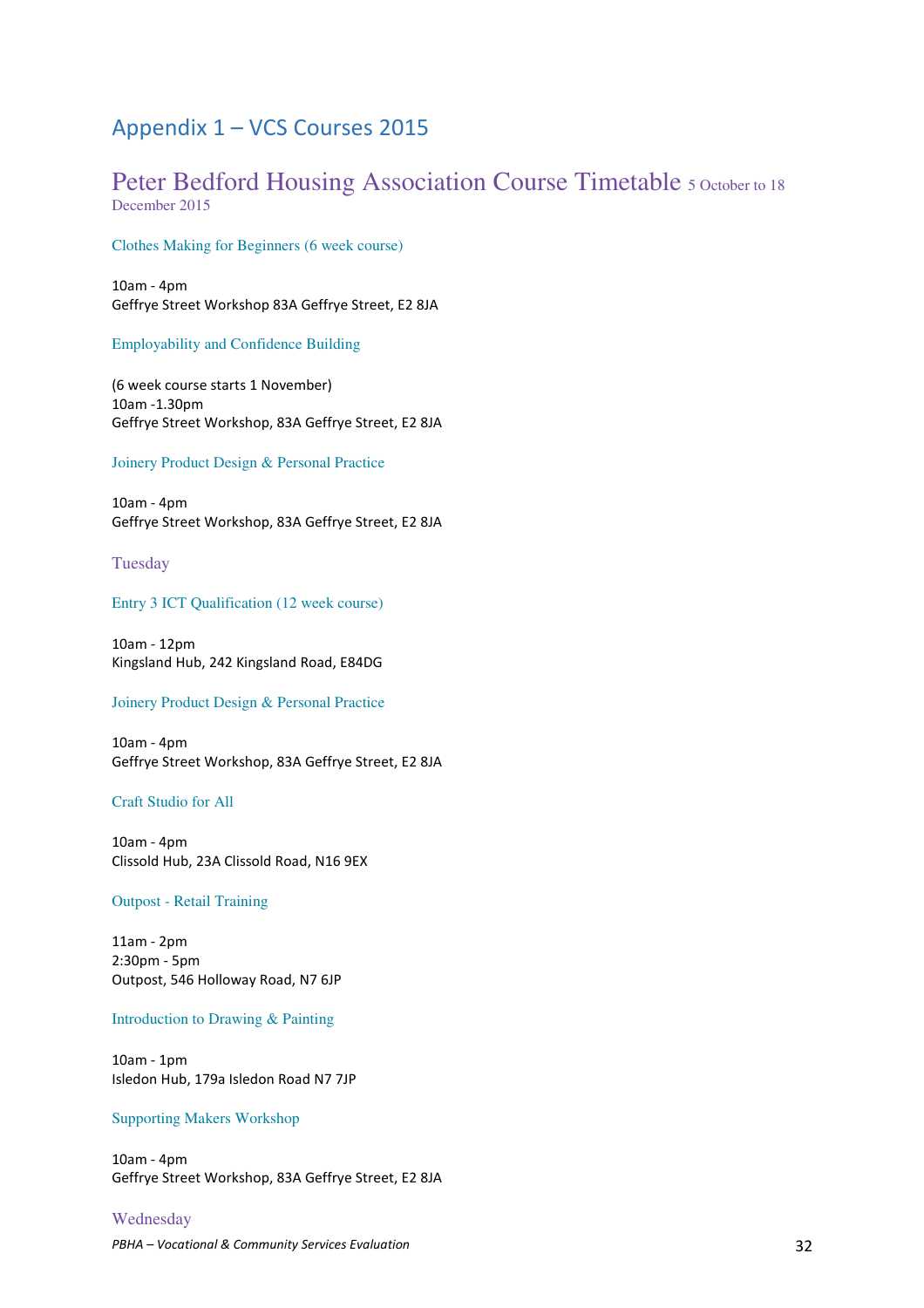# Appendix 1 – VCS Courses 2015

## Peter Bedford Housing Association Course Timetable 5 October to 18 December 2015

### Clothes Making for Beginners (6 week course)

10am - 4pm
Geffrye Street Workshop 83A Geffrye Street, E2 8JA

### Employability and Confidence Building

(6 week course starts 1 November)
10am -1.30pm
Geffrye Street Workshop, 83A Geffrye Street, E2 8JA

### Joinery Product Design & Personal Practice

10am - 4pm
Geffrye Street Workshop, 83A Geffrye Street, E2 8JA

## Tuesday

### Entry 3 ICT Qualification (12 week course)

10am - 12pm
Kingsland Hub, 242 Kingsland Road, E84DG

### Joinery Product Design & Personal Practice

10am - 4pm
Geffrye Street Workshop, 83A Geffrye Street, E2 8JA

### Craft Studio for All

10am - 4pm
Clissold Hub, 23A Clissold Road, N16 9EX

### Outpost - Retail Training

11am - 2pm
2:30pm - 5pm
Outpost, 546 Holloway Road, N7 6JP

### Introduction to Drawing & Painting

10am - 1pm
Isledon Hub, 179a Isledon Road N7 7JP

### Supporting Makers Workshop

10am - 4pm
Geffrye Street Workshop, 83A Geffrye Street, E2 8JA

## Wednesday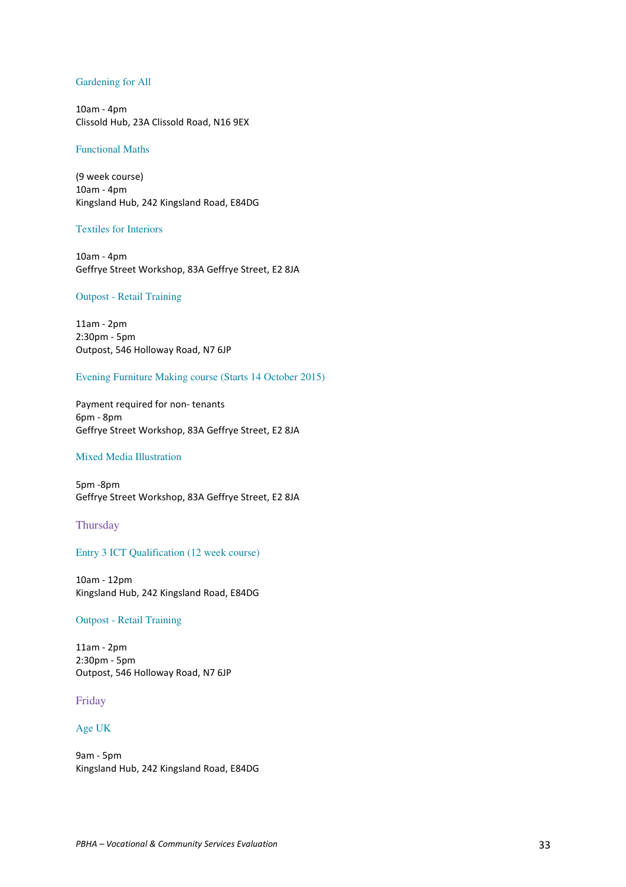### Gardening for All

10am - 4pm
Clissold Hub, 23A Clissold Road, N16 9EX

### Functional Maths

(9 week course)
10am - 4pm
Kingsland Hub, 242 Kingsland Road, E84DG

### Textiles for Interiors

10am - 4pm
Geffrye Street Workshop, 83A Geffrye Street, E2 8JA

### Outpost - Retail Training

11am - 2pm
2:30pm - 5pm
Outpost, 546 Holloway Road, N7 6JP

### Evening Furniture Making course (Starts 14 October 2015)

Payment required for non- tenants
6pm - 8pm
Geffrye Street Workshop, 83A Geffrye Street, E2 8JA

### Mixed Media Illustration

5pm -8pm
Geffrye Street Workshop, 83A Geffrye Street, E2 8JA

## Thursday

### Entry 3 ICT Qualification (12 week course)

10am - 12pm
Kingsland Hub, 242 Kingsland Road, E84DG

### Outpost - Retail Training

11am - 2pm
2:30pm - 5pm
Outpost, 546 Holloway Road, N7 6JP

## Friday

### Age UK

9am - 5pm
Kingsland Hub, 242 Kingsland Road, E84DG